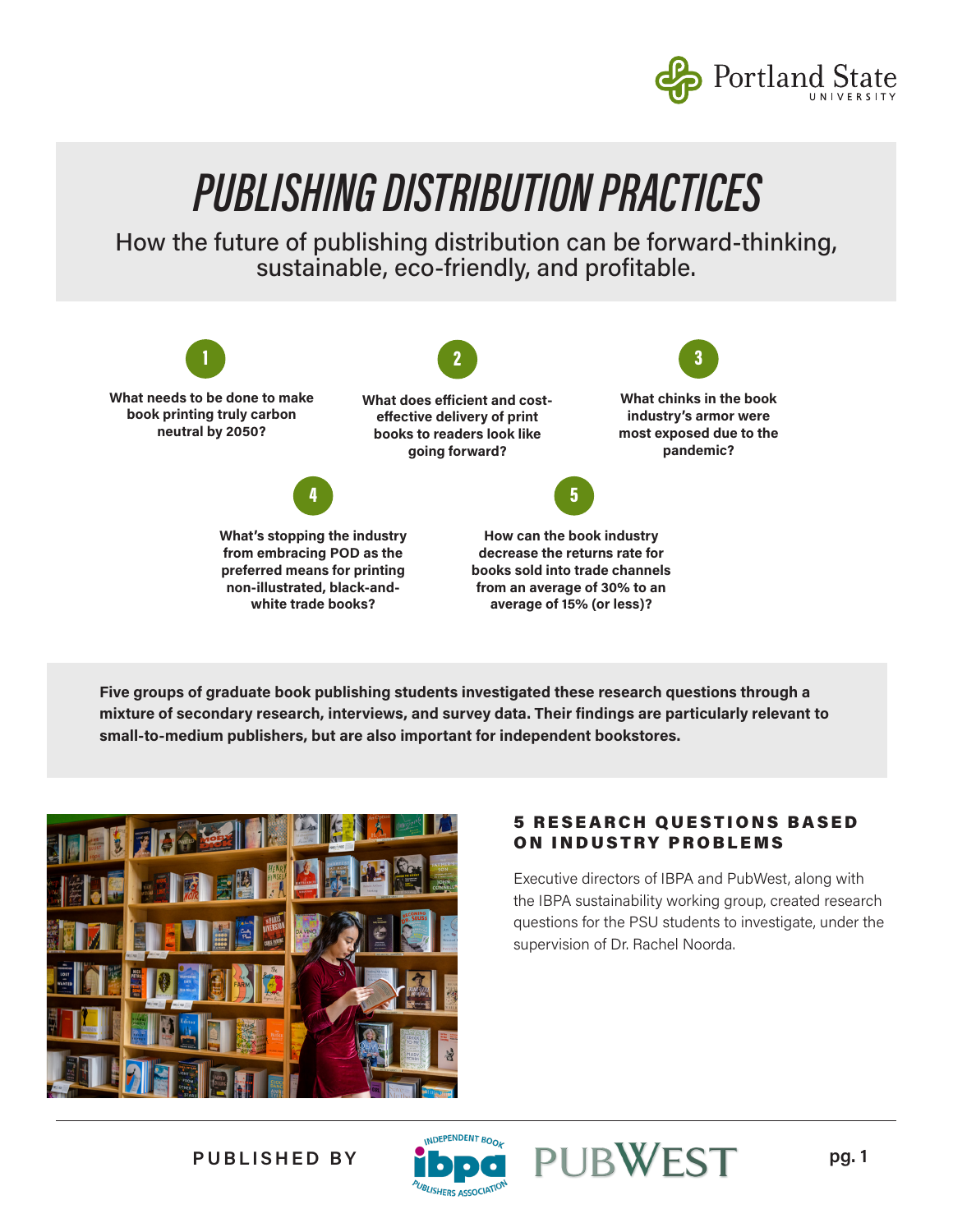# PUBLISHING DISTRIBUTION PRACTICES

How the future of publishing distribution can be forward-thinking, sustainable, eco-friendly, and profitable.

1. **What needs to be done to make book printing truly carbon neutral by 2050?**
2. **What does efficient and cost-effective delivery of print books to readers look like going forward?**
3. **What chinks in the book industry's armor were most exposed due to the pandemic?**
4. **What's stopping the industry from embracing POD as the preferred means for printing non-illustrated, black-and-white trade books?**
5. **How can the book industry decrease the returns rate for books sold into trade channels from an average of 30% to an average of 15% (or less)?**

**Five groups of graduate book publishing students investigated these research questions through a mixture of secondary research, interviews, and survey data. Their findings are particularly relevant to small-to-medium publishers, but are also important for independent bookstores.**

## 5 RESEARCH QUESTIONS BASED ON INDUSTRY PROBLEMS

Executive directors of IBPA and PubWest, along with the IBPA sustainability working group, created research questions for the PSU students to investigate, under the supervision of Dr. Rachel Noorda.

PUBLISHED BY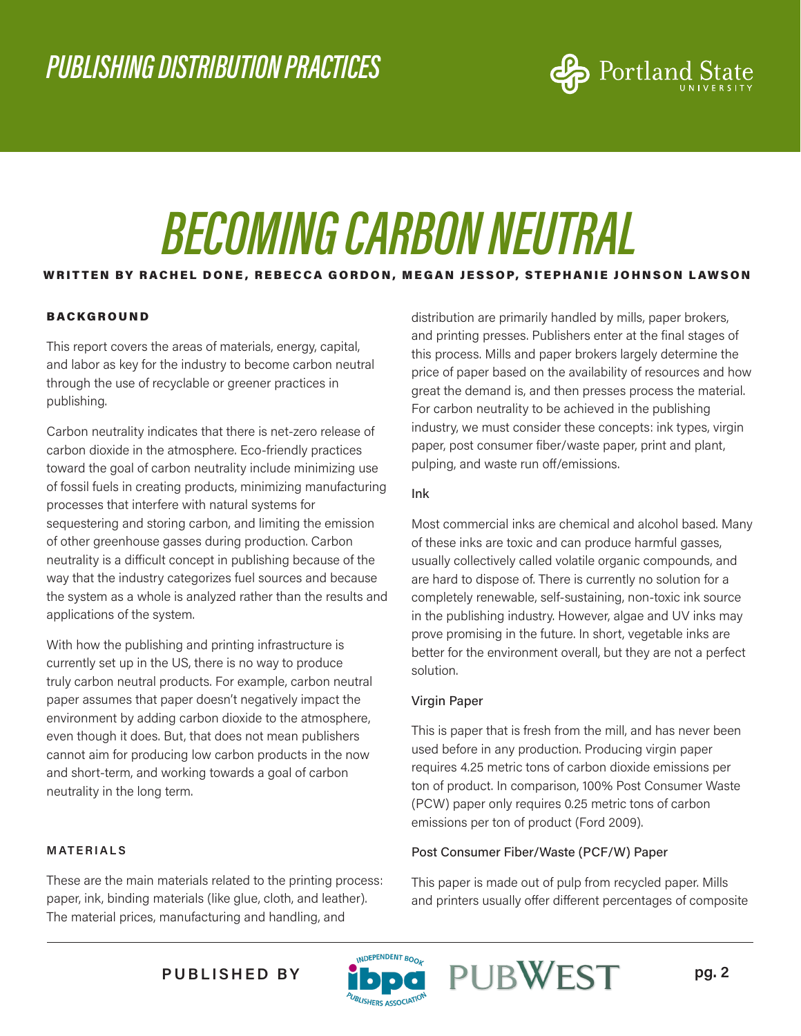# BECOMING CARBON NEUTRAL

**WRITTEN BY RACHEL DONE, REBECCA GORDON, MEGAN JESSOP, STEPHANIE JOHNSON LAWSON**

## BACKGROUND

This report covers the areas of materials, energy, capital, and labor as key for the industry to become carbon neutral through the use of recyclable or greener practices in publishing.

Carbon neutrality indicates that there is net-zero release of carbon dioxide in the atmosphere. Eco-friendly practices toward the goal of carbon neutrality include minimizing use of fossil fuels in creating products, minimizing manufacturing processes that interfere with natural systems for sequestering and storing carbon, and limiting the emission of other greenhouse gasses during production. Carbon neutrality is a difficult concept in publishing because of the way that the industry categorizes fuel sources and because the system as a whole is analyzed rather than the results and applications of the system.

With how the publishing and printing infrastructure is currently set up in the US, there is no way to produce truly carbon neutral products. For example, carbon neutral paper assumes that paper doesn't negatively impact the environment by adding carbon dioxide to the atmosphere, even though it does. But, that does not mean publishers cannot aim for producing low carbon products in the now and short-term, and working towards a goal of carbon neutrality in the long term.

## MATERIALS

These are the main materials related to the printing process: paper, ink, binding materials (like glue, cloth, and leather). The material prices, manufacturing and handling, and distribution are primarily handled by mills, paper brokers, and printing presses. Publishers enter at the final stages of this process. Mills and paper brokers largely determine the price of paper based on the availability of resources and how great the demand is, and then presses process the material. For carbon neutrality to be achieved in the publishing industry, we must consider these concepts: ink types, virgin paper, post consumer fiber/waste paper, print and plant, pulping, and waste run off/emissions.

### Ink

Most commercial inks are chemical and alcohol based. Many of these inks are toxic and can produce harmful gasses, usually collectively called volatile organic compounds, and are hard to dispose of. There is currently no solution for a completely renewable, self-sustaining, non-toxic ink source in the publishing industry. However, algae and UV inks may prove promising in the future. In short, vegetable inks are better for the environment overall, but they are not a perfect solution.

### Virgin Paper

This is paper that is fresh from the mill, and has never been used before in any production. Producing virgin paper requires 4.25 metric tons of carbon dioxide emissions per ton of product. In comparison, 100% Post Consumer Waste (PCW) paper only requires 0.25 metric tons of carbon emissions per ton of product (Ford 2009).

### Post Consumer Fiber/Waste (PCF/W) Paper

This paper is made out of pulp from recycled paper. Mills and printers usually offer different percentages of composite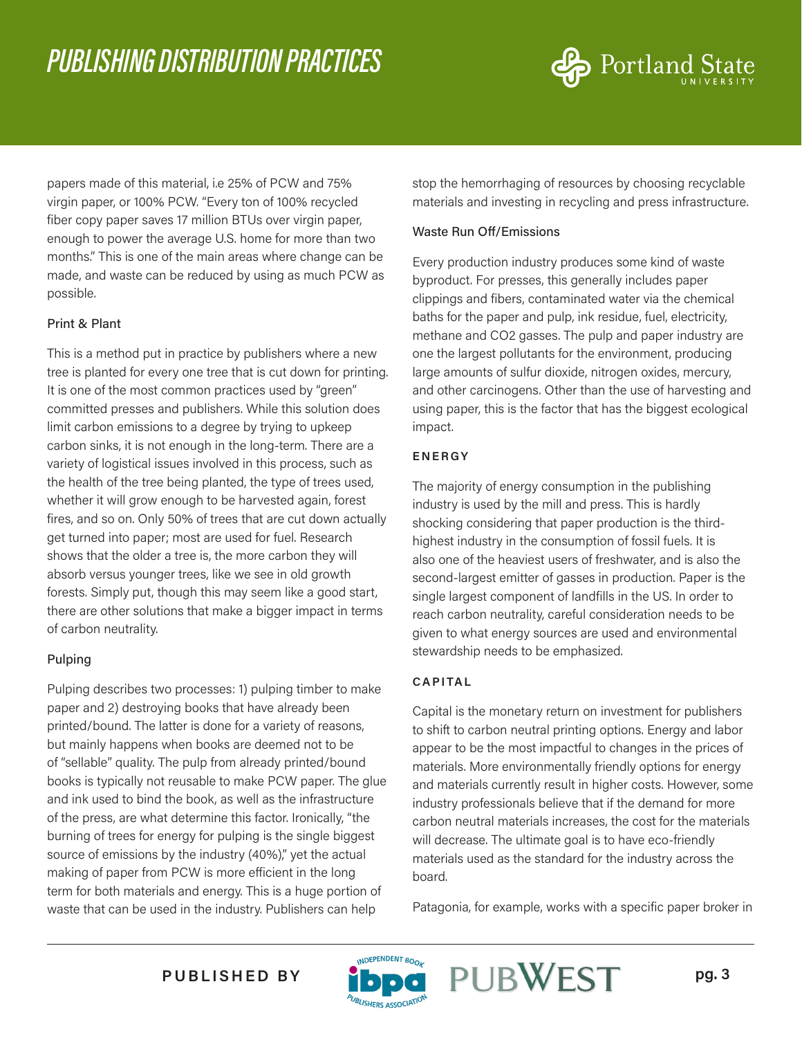papers made of this material, i.e 25% of PCW and 75% virgin paper, or 100% PCW. "Every ton of 100% recycled fiber copy paper saves 17 million BTUs over virgin paper, enough to power the average U.S. home for more than two months." This is one of the main areas where change can be made, and waste can be reduced by using as much PCW as possible.

### Print & Plant

This is a method put in practice by publishers where a new tree is planted for every one tree that is cut down for printing. It is one of the most common practices used by "green" committed presses and publishers. While this solution does limit carbon emissions to a degree by trying to upkeep carbon sinks, it is not enough in the long-term. There are a variety of logistical issues involved in this process, such as the health of the tree being planted, the type of trees used, whether it will grow enough to be harvested again, forest fires, and so on. Only 50% of trees that are cut down actually get turned into paper; most are used for fuel. Research shows that the older a tree is, the more carbon they will absorb versus younger trees, like we see in old growth forests. Simply put, though this may seem like a good start, there are other solutions that make a bigger impact in terms of carbon neutrality.

### Pulping

Pulping describes two processes: 1) pulping timber to make paper and 2) destroying books that have already been printed/bound. The latter is done for a variety of reasons, but mainly happens when books are deemed not to be of "sellable" quality. The pulp from already printed/bound books is typically not reusable to make PCW paper. The glue and ink used to bind the book, as well as the infrastructure of the press, are what determine this factor. Ironically, "the burning of trees for energy for pulping is the single biggest source of emissions by the industry (40%)," yet the actual making of paper from PCW is more efficient in the long term for both materials and energy. This is a huge portion of waste that can be used in the industry. Publishers can help stop the hemorrhaging of resources by choosing recyclable materials and investing in recycling and press infrastructure.

### Waste Run Off/Emissions

Every production industry produces some kind of waste byproduct. For presses, this generally includes paper clippings and fibers, contaminated water via the chemical baths for the paper and pulp, ink residue, fuel, electricity, methane and CO2 gasses. The pulp and paper industry are one the largest pollutants for the environment, producing large amounts of sulfur dioxide, nitrogen oxides, mercury, and other carcinogens. Other than the use of harvesting and using paper, this is the factor that has the biggest ecological impact.

## ENERGY

The majority of energy consumption in the publishing industry is used by the mill and press. This is hardly shocking considering that paper production is the third-highest industry in the consumption of fossil fuels. It is also one of the heaviest users of freshwater, and is also the second-largest emitter of gasses in production. Paper is the single largest component of landfills in the US. In order to reach carbon neutrality, careful consideration needs to be given to what energy sources are used and environmental stewardship needs to be emphasized.

## CAPITAL

Capital is the monetary return on investment for publishers to shift to carbon neutral printing options. Energy and labor appear to be the most impactful to changes in the prices of materials. More environmentally friendly options for energy and materials currently result in higher costs. However, some industry professionals believe that if the demand for more carbon neutral materials increases, the cost for the materials will decrease. The ultimate goal is to have eco-friendly materials used as the standard for the industry across the board.

Patagonia, for example, works with a specific paper broker in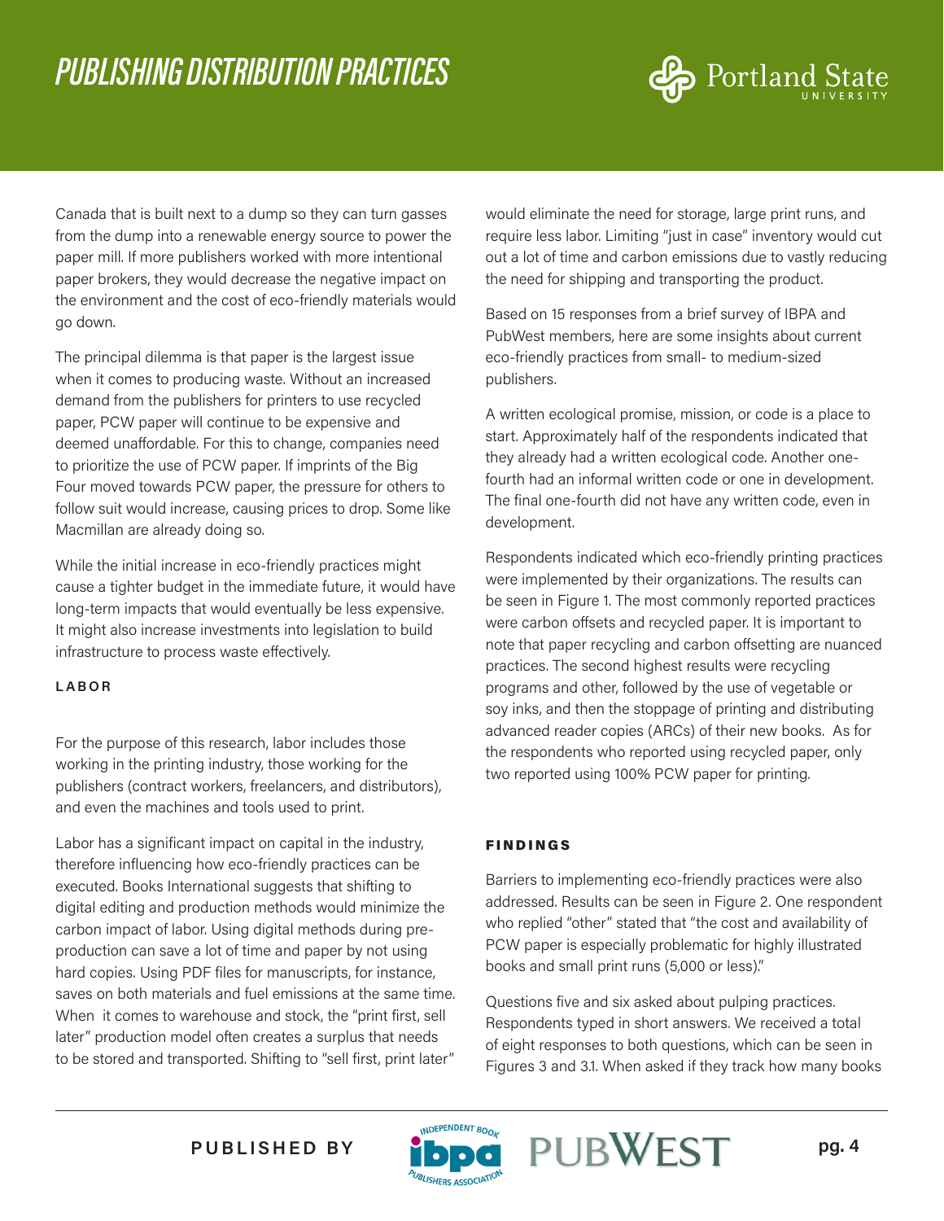Canada that is built next to a dump so they can turn gasses from the dump into a renewable energy source to power the paper mill. If more publishers worked with more intentional paper brokers, they would decrease the negative impact on the environment and the cost of eco-friendly materials would go down.

The principal dilemma is that paper is the largest issue when it comes to producing waste. Without an increased demand from the publishers for printers to use recycled paper, PCW paper will continue to be expensive and deemed unaffordable. For this to change, companies need to prioritize the use of PCW paper. If imprints of the Big Four moved towards PCW paper, the pressure for others to follow suit would increase, causing prices to drop. Some like Macmillan are already doing so.

While the initial increase in eco-friendly practices might cause a tighter budget in the immediate future, it would have long-term impacts that would eventually be less expensive. It might also increase investments into legislation to build infrastructure to process waste effectively.

#### LABOR

For the purpose of this research, labor includes those working in the printing industry, those working for the publishers (contract workers, freelancers, and distributors), and even the machines and tools used to print.

Labor has a significant impact on capital in the industry, therefore influencing how eco-friendly practices can be executed. Books International suggests that shifting to digital editing and production methods would minimize the carbon impact of labor. Using digital methods during pre-production can save a lot of time and paper by not using hard copies. Using PDF files for manuscripts, for instance, saves on both materials and fuel emissions at the same time. When it comes to warehouse and stock, the "print first, sell later" production model often creates a surplus that needs to be stored and transported. Shifting to "sell first, print later" would eliminate the need for storage, large print runs, and require less labor. Limiting "just in case" inventory would cut out a lot of time and carbon emissions due to vastly reducing the need for shipping and transporting the product.

Based on 15 responses from a brief survey of IBPA and PubWest members, here are some insights about current eco-friendly practices from small- to medium-sized publishers.

A written ecological promise, mission, or code is a place to start. Approximately half of the respondents indicated that they already had a written ecological code. Another one-fourth had an informal written code or one in development. The final one-fourth did not have any written code, even in development.

Respondents indicated which eco-friendly printing practices were implemented by their organizations. The results can be seen in Figure 1. The most commonly reported practices were carbon offsets and recycled paper. It is important to note that paper recycling and carbon offsetting are nuanced practices. The second highest results were recycling programs and other, followed by the use of vegetable or soy inks, and then the stoppage of printing and distributing advanced reader copies (ARCs) of their new books. As for the respondents who reported using recycled paper, only two reported using 100% PCW paper for printing.

#### FINDINGS

Barriers to implementing eco-friendly practices were also addressed. Results can be seen in Figure 2. One respondent who replied "other" stated that "the cost and availability of PCW paper is especially problematic for highly illustrated books and small print runs (5,000 or less)."

Questions five and six asked about pulping practices. Respondents typed in short answers. We received a total of eight responses to both questions, which can be seen in Figures 3 and 3.1. When asked if they track how many books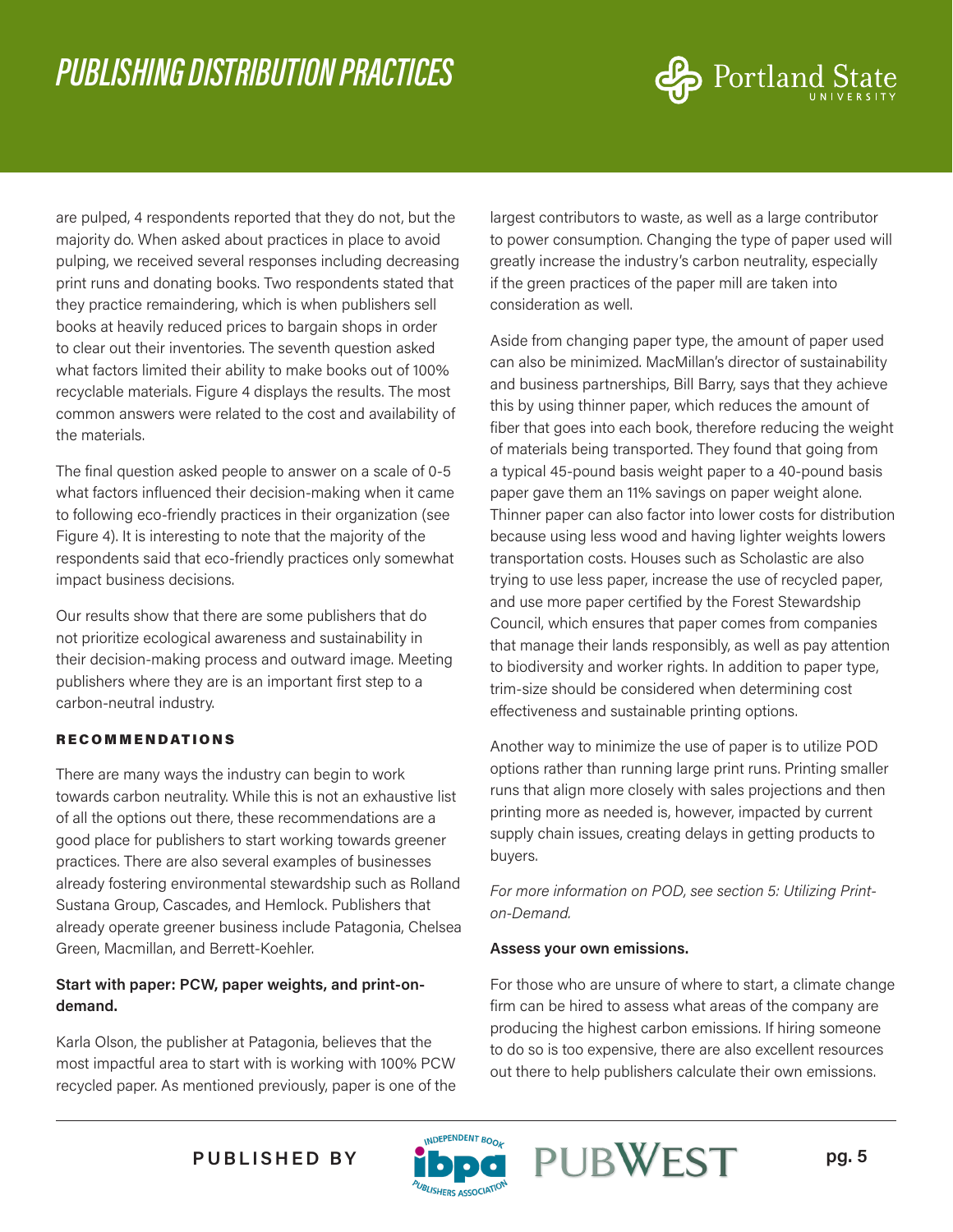are pulped, 4 respondents reported that they do not, but the majority do. When asked about practices in place to avoid pulping, we received several responses including decreasing print runs and donating books. Two respondents stated that they practice remaindering, which is when publishers sell books at heavily reduced prices to bargain shops in order to clear out their inventories. The seventh question asked what factors limited their ability to make books out of 100% recyclable materials. Figure 4 displays the results. The most common answers were related to the cost and availability of the materials.

The final question asked people to answer on a scale of 0-5 what factors influenced their decision-making when it came to following eco-friendly practices in their organization (see Figure 4). It is interesting to note that the majority of the respondents said that eco-friendly practices only somewhat impact business decisions.

Our results show that there are some publishers that do not prioritize ecological awareness and sustainability in their decision-making process and outward image. Meeting publishers where they are is an important first step to a carbon-neutral industry.

## RECOMMENDATIONS

There are many ways the industry can begin to work towards carbon neutrality. While this is not an exhaustive list of all the options out there, these recommendations are a good place for publishers to start working towards greener practices. There are also several examples of businesses already fostering environmental stewardship such as Rolland Sustana Group, Cascades, and Hemlock. Publishers that already operate greener business include Patagonia, Chelsea Green, Macmillan, and Berrett-Koehler.

### Start with paper: PCW, paper weights, and print-on-demand.

Karla Olson, the publisher at Patagonia, believes that the most impactful area to start with is working with 100% PCW recycled paper. As mentioned previously, paper is one of the largest contributors to waste, as well as a large contributor to power consumption. Changing the type of paper used will greatly increase the industry's carbon neutrality, especially if the green practices of the paper mill are taken into consideration as well.

Aside from changing paper type, the amount of paper used can also be minimized. MacMillan's director of sustainability and business partnerships, Bill Barry, says that they achieve this by using thinner paper, which reduces the amount of fiber that goes into each book, therefore reducing the weight of materials being transported. They found that going from a typical 45-pound basis weight paper to a 40-pound basis paper gave them an 11% savings on paper weight alone. Thinner paper can also factor into lower costs for distribution because using less wood and having lighter weights lowers transportation costs. Houses such as Scholastic are also trying to use less paper, increase the use of recycled paper, and use more paper certified by the Forest Stewardship Council, which ensures that paper comes from companies that manage their lands responsibly, as well as pay attention to biodiversity and worker rights. In addition to paper type, trim-size should be considered when determining cost effectiveness and sustainable printing options.

Another way to minimize the use of paper is to utilize POD options rather than running large print runs. Printing smaller runs that align more closely with sales projections and then printing more as needed is, however, impacted by current supply chain issues, creating delays in getting products to buyers.

*For more information on POD, see section 5: Utilizing Print-on-Demand.*

### Assess your own emissions.

For those who are unsure of where to start, a climate change firm can be hired to assess what areas of the company are producing the highest carbon emissions. If hiring someone to do so is too expensive, there are also excellent resources out there to help publishers calculate their own emissions.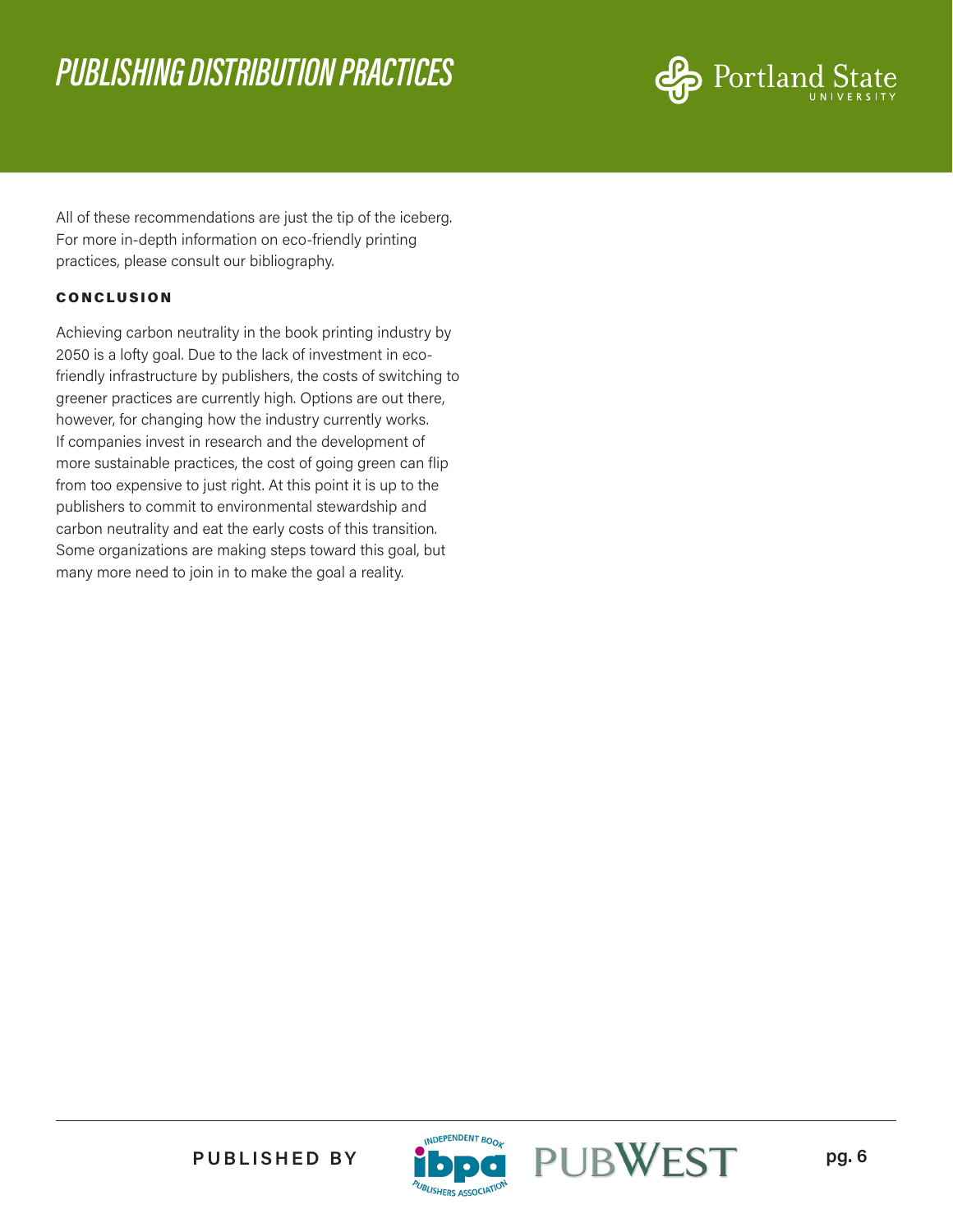All of these recommendations are just the tip of the iceberg. For more in-depth information on eco-friendly printing practices, please consult our bibliography.

## CONCLUSION

Achieving carbon neutrality in the book printing industry by 2050 is a lofty goal. Due to the lack of investment in eco-friendly infrastructure by publishers, the costs of switching to greener practices are currently high. Options are out there, however, for changing how the industry currently works. If companies invest in research and the development of more sustainable practices, the cost of going green can flip from too expensive to just right. At this point it is up to the publishers to commit to environmental stewardship and carbon neutrality and eat the early costs of this transition. Some organizations are making steps toward this goal, but many more need to join in to make the goal a reality.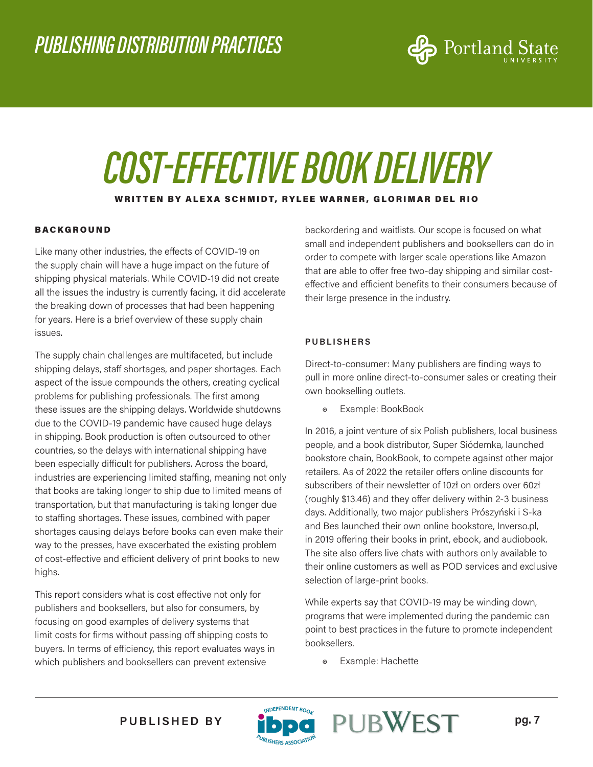# COST-EFFECTIVE BOOK DELIVERY

**WRITTEN BY ALEXA SCHMIDT, RYLEE WARNER, GLORIMAR DEL RIO**

## BACKGROUND

Like many other industries, the effects of COVID-19 on the supply chain will have a huge impact on the future of shipping physical materials. While COVID-19 did not create all the issues the industry is currently facing, it did accelerate the breaking down of processes that had been happening for years. Here is a brief overview of these supply chain issues.

The supply chain challenges are multifaceted, but include shipping delays, staff shortages, and paper shortages. Each aspect of the issue compounds the others, creating cyclical problems for publishing professionals. The first among these issues are the shipping delays. Worldwide shutdowns due to the COVID-19 pandemic have caused huge delays in shipping. Book production is often outsourced to other countries, so the delays with international shipping have been especially difficult for publishers. Across the board, industries are experiencing limited staffing, meaning not only that books are taking longer to ship due to limited means of transportation, but that manufacturing is taking longer due to staffing shortages. These issues, combined with paper shortages causing delays before books can even make their way to the presses, have exacerbated the existing problem of cost-effective and efficient delivery of print books to new highs.

This report considers what is cost effective not only for publishers and booksellers, but also for consumers, by focusing on good examples of delivery systems that limit costs for firms without passing off shipping costs to buyers. In terms of efficiency, this report evaluates ways in which publishers and booksellers can prevent extensive backordering and waitlists. Our scope is focused on what small and independent publishers and booksellers can do in order to compete with larger scale operations like Amazon that are able to offer free two-day shipping and similar cost-effective and efficient benefits to their consumers because of their large presence in the industry.

## PUBLISHERS

Direct-to-consumer: Many publishers are finding ways to pull in more online direct-to-consumer sales or creating their own bookselling outlets.

- Example: BookBook

In 2016, a joint venture of six Polish publishers, local business people, and a book distributor, Super Siódemka, launched bookstore chain, BookBook, to compete against other major retailers. As of 2022 the retailer offers online discounts for subscribers of their newsletter of 10zł on orders over 60zł (roughly $13.46) and they offer delivery within 2-3 business days. Additionally, two major publishers Prószyński i S-ka and Bes launched their own online bookstore, Inverso.pl, in 2019 offering their books in print, ebook, and audiobook. The site also offers live chats with authors only available to their online customers as well as POD services and exclusive selection of large-print books.

While experts say that COVID-19 may be winding down, programs that were implemented during the pandemic can point to best practices in the future to promote independent booksellers.

- Example: Hachette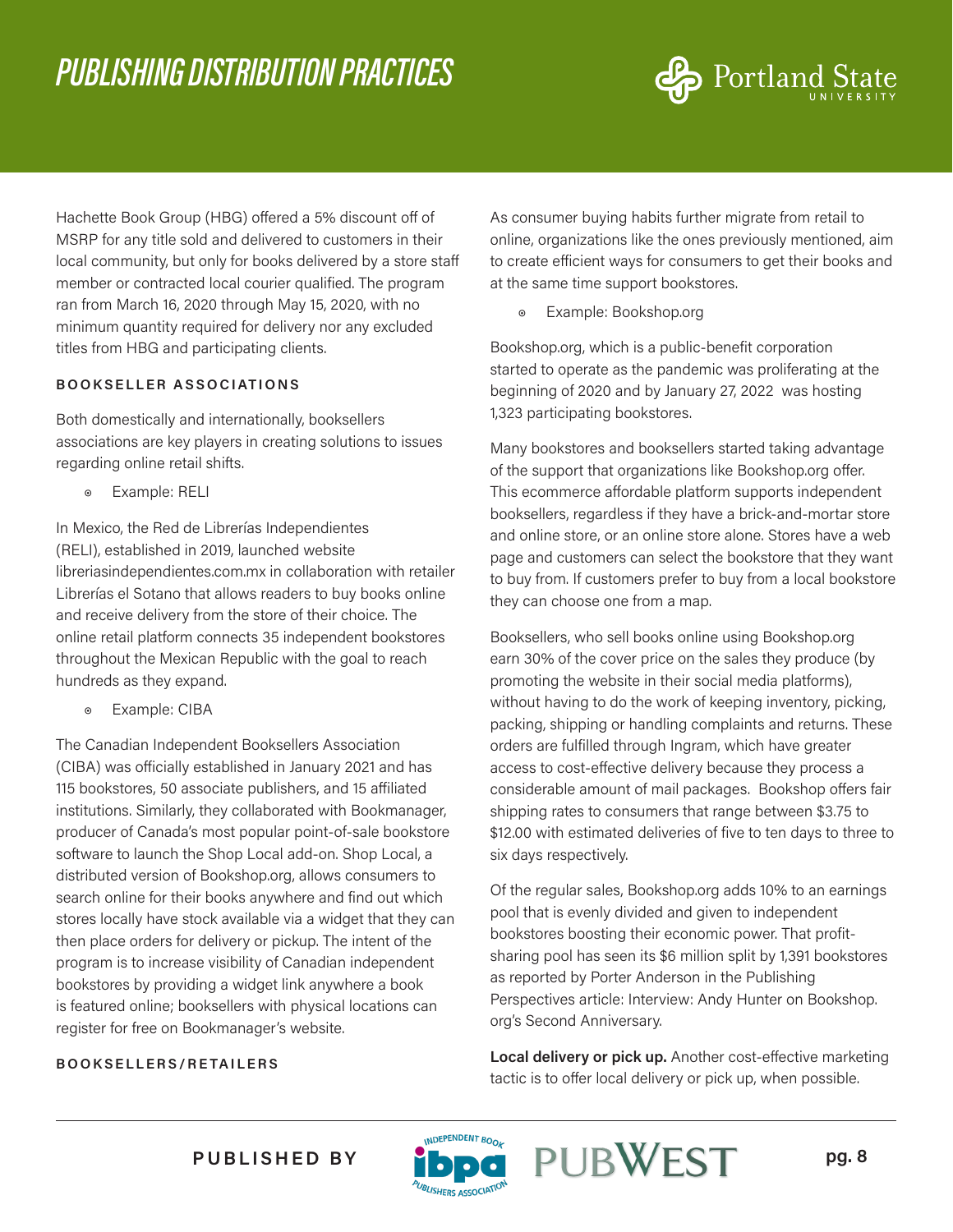Hachette Book Group (HBG) offered a 5% discount off of MSRP for any title sold and delivered to customers in their local community, but only for books delivered by a store staff member or contracted local courier qualified. The program ran from March 16, 2020 through May 15, 2020, with no minimum quantity required for delivery nor any excluded titles from HBG and participating clients.

#### BOOKSELLER ASSOCIATIONS

Both domestically and internationally, booksellers associations are key players in creating solutions to issues regarding online retail shifts.

- Example: RELI

In Mexico, the Red de Librerías Independientes (RELI), established in 2019, launched website libreriasindependientes.com.mx in collaboration with retailer Librerías el Sotano that allows readers to buy books online and receive delivery from the store of their choice. The online retail platform connects 35 independent bookstores throughout the Mexican Republic with the goal to reach hundreds as they expand.

- Example: CIBA

The Canadian Independent Booksellers Association (CIBA) was officially established in January 2021 and has 115 bookstores, 50 associate publishers, and 15 affiliated institutions. Similarly, they collaborated with Bookmanager, producer of Canada's most popular point-of-sale bookstore software to launch the Shop Local add-on. Shop Local, a distributed version of Bookshop.org, allows consumers to search online for their books anywhere and find out which stores locally have stock available via a widget that they can then place orders for delivery or pickup. The intent of the program is to increase visibility of Canadian independent bookstores by providing a widget link anywhere a book is featured online; booksellers with physical locations can register for free on Bookmanager's website.

#### BOOKSELLERS/RETAILERS

As consumer buying habits further migrate from retail to online, organizations like the ones previously mentioned, aim to create efficient ways for consumers to get their books and at the same time support bookstores.

- Example: Bookshop.org

Bookshop.org, which is a public-benefit corporation started to operate as the pandemic was proliferating at the beginning of 2020 and by January 27, 2022 was hosting 1,323 participating bookstores.

Many bookstores and booksellers started taking advantage of the support that organizations like Bookshop.org offer. This ecommerce affordable platform supports independent booksellers, regardless if they have a brick-and-mortar store and online store, or an online store alone. Stores have a web page and customers can select the bookstore that they want to buy from. If customers prefer to buy from a local bookstore they can choose one from a map.

Booksellers, who sell books online using Bookshop.org earn 30% of the cover price on the sales they produce (by promoting the website in their social media platforms), without having to do the work of keeping inventory, picking, packing, shipping or handling complaints and returns. These orders are fulfilled through Ingram, which have greater access to cost-effective delivery because they process a considerable amount of mail packages. Bookshop offers fair shipping rates to consumers that range between $3.75 to $12.00 with estimated deliveries of five to ten days to three to six days respectively.

Of the regular sales, Bookshop.org adds 10% to an earnings pool that is evenly divided and given to independent bookstores boosting their economic power. That profit-sharing pool has seen its $6 million split by 1,391 bookstores as reported by Porter Anderson in the Publishing Perspectives article: Interview: Andy Hunter on Bookshop.org's Second Anniversary.

**Local delivery or pick up.** Another cost-effective marketing tactic is to offer local delivery or pick up, when possible.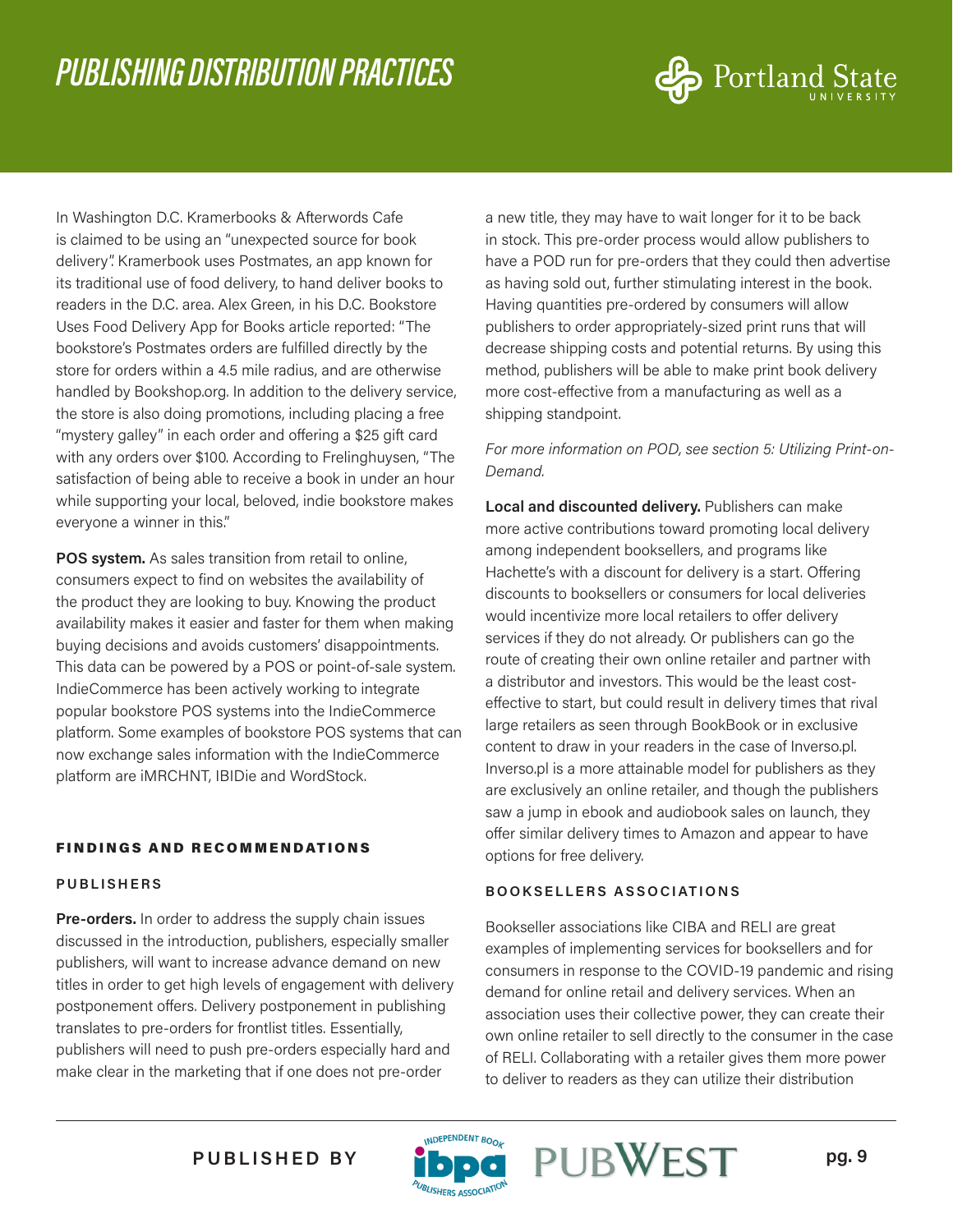In Washington D.C. Kramerbooks & Afterwords Cafe is claimed to be using an "unexpected source for book delivery". Kramerbook uses Postmates, an app known for its traditional use of food delivery, to hand deliver books to readers in the D.C. area. Alex Green, in his D.C. Bookstore Uses Food Delivery App for Books article reported: "The bookstore's Postmates orders are fulfilled directly by the store for orders within a 4.5 mile radius, and are otherwise handled by Bookshop.org. In addition to the delivery service, the store is also doing promotions, including placing a free "mystery galley" in each order and offering a $25 gift card with any orders over $100. According to Frelinghuysen, "The satisfaction of being able to receive a book in under an hour while supporting your local, beloved, indie bookstore makes everyone a winner in this."

**POS system.** As sales transition from retail to online, consumers expect to find on websites the availability of the product they are looking to buy. Knowing the product availability makes it easier and faster for them when making buying decisions and avoids customers' disappointments. This data can be powered by a POS or point-of-sale system. IndieCommerce has been actively working to integrate popular bookstore POS systems into the IndieCommerce platform. Some examples of bookstore POS systems that can now exchange sales information with the IndieCommerce platform are iMRCHNT, IBIDie and WordStock.

## FINDINGS AND RECOMMENDATIONS

### PUBLISHERS

**Pre-orders.** In order to address the supply chain issues discussed in the introduction, publishers, especially smaller publishers, will want to increase advance demand on new titles in order to get high levels of engagement with delivery postponement offers. Delivery postponement in publishing translates to pre-orders for frontlist titles. Essentially, publishers will need to push pre-orders especially hard and make clear in the marketing that if one does not pre-order a new title, they may have to wait longer for it to be back in stock. This pre-order process would allow publishers to have a POD run for pre-orders that they could then advertise as having sold out, further stimulating interest in the book. Having quantities pre-ordered by consumers will allow publishers to order appropriately-sized print runs that will decrease shipping costs and potential returns. By using this method, publishers will be able to make print book delivery more cost-effective from a manufacturing as well as a shipping standpoint.

*For more information on POD, see section 5: Utilizing Print-on-Demand.*

**Local and discounted delivery.** Publishers can make more active contributions toward promoting local delivery among independent booksellers, and programs like Hachette's with a discount for delivery is a start. Offering discounts to booksellers or consumers for local deliveries would incentivize more local retailers to offer delivery services if they do not already. Or publishers can go the route of creating their own online retailer and partner with a distributor and investors. This would be the least cost-effective to start, but could result in delivery times that rival large retailers as seen through BookBook or in exclusive content to draw in your readers in the case of Inverso.pl. Inverso.pl is a more attainable model for publishers as they are exclusively an online retailer, and though the publishers saw a jump in ebook and audiobook sales on launch, they offer similar delivery times to Amazon and appear to have options for free delivery.

### BOOKSELLERS ASSOCIATIONS

Bookseller associations like CIBA and RELI are great examples of implementing services for booksellers and for consumers in response to the COVID-19 pandemic and rising demand for online retail and delivery services. When an association uses their collective power, they can create their own online retailer to sell directly to the consumer in the case of RELI. Collaborating with a retailer gives them more power to deliver to readers as they can utilize their distribution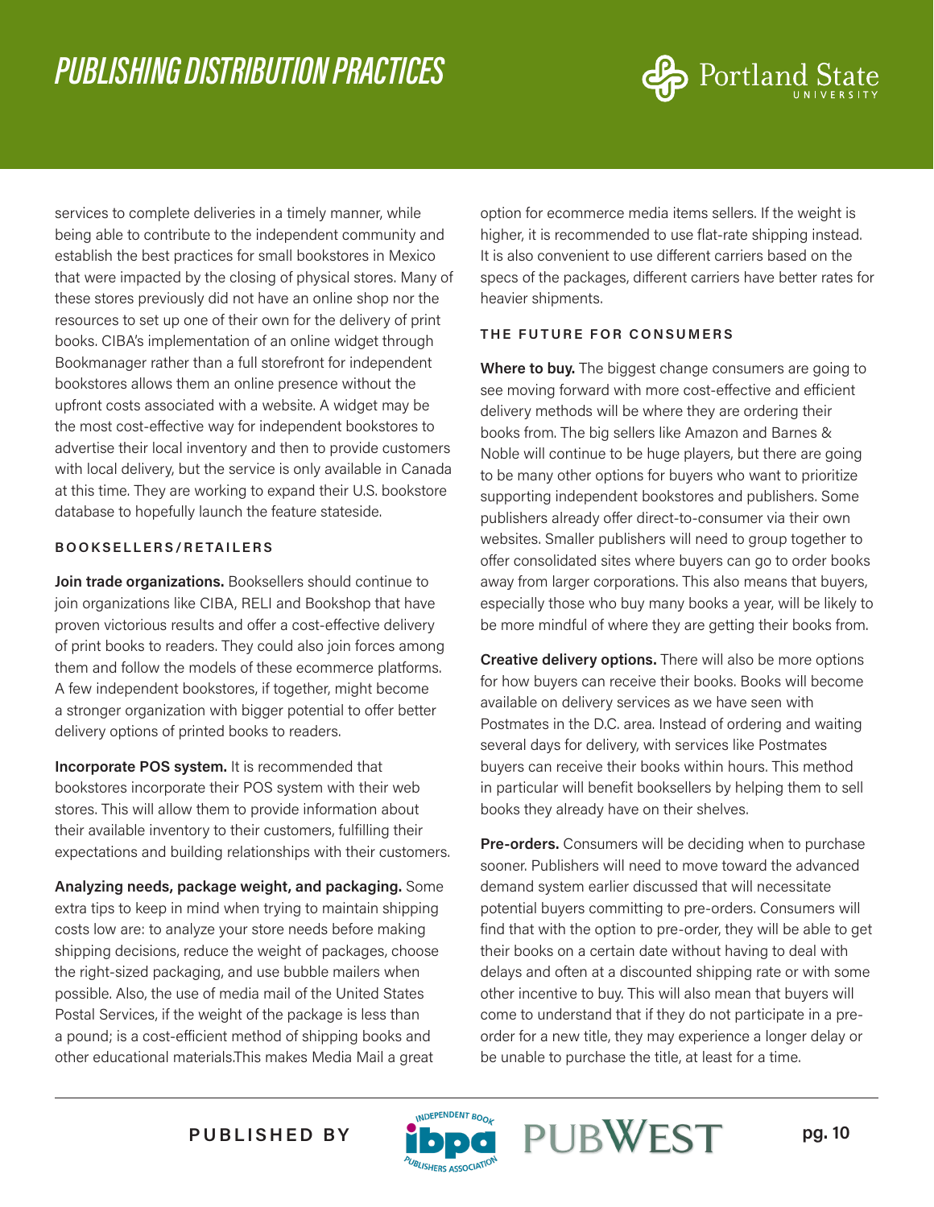services to complete deliveries in a timely manner, while being able to contribute to the independent community and establish the best practices for small bookstores in Mexico that were impacted by the closing of physical stores. Many of these stores previously did not have an online shop nor the resources to set up one of their own for the delivery of print books. CIBA's implementation of an online widget through Bookmanager rather than a full storefront for independent bookstores allows them an online presence without the upfront costs associated with a website. A widget may be the most cost-effective way for independent bookstores to advertise their local inventory and then to provide customers with local delivery, but the service is only available in Canada at this time. They are working to expand their U.S. bookstore database to hopefully launch the feature stateside.

### BOOKSELLERS/RETAILERS

**Join trade organizations.** Booksellers should continue to join organizations like CIBA, RELI and Bookshop that have proven victorious results and offer a cost-effective delivery of print books to readers. They could also join forces among them and follow the models of these ecommerce platforms. A few independent bookstores, if together, might become a stronger organization with bigger potential to offer better delivery options of printed books to readers.

**Incorporate POS system.** It is recommended that bookstores incorporate their POS system with their web stores. This will allow them to provide information about their available inventory to their customers, fulfilling their expectations and building relationships with their customers.

**Analyzing needs, package weight, and packaging.** Some extra tips to keep in mind when trying to maintain shipping costs low are: to analyze your store needs before making shipping decisions, reduce the weight of packages, choose the right-sized packaging, and use bubble mailers when possible. Also, the use of media mail of the United States Postal Services, if the weight of the package is less than a pound; is a cost-efficient method of shipping books and other educational materials.This makes Media Mail a great option for ecommerce media items sellers. If the weight is higher, it is recommended to use flat-rate shipping instead. It is also convenient to use different carriers based on the specs of the packages, different carriers have better rates for heavier shipments.

### THE FUTURE FOR CONSUMERS

**Where to buy.** The biggest change consumers are going to see moving forward with more cost-effective and efficient delivery methods will be where they are ordering their books from. The big sellers like Amazon and Barnes & Noble will continue to be huge players, but there are going to be many other options for buyers who want to prioritize supporting independent bookstores and publishers. Some publishers already offer direct-to-consumer via their own websites. Smaller publishers will need to group together to offer consolidated sites where buyers can go to order books away from larger corporations. This also means that buyers, especially those who buy many books a year, will be likely to be more mindful of where they are getting their books from.

**Creative delivery options.** There will also be more options for how buyers can receive their books. Books will become available on delivery services as we have seen with Postmates in the D.C. area. Instead of ordering and waiting several days for delivery, with services like Postmates buyers can receive their books within hours. This method in particular will benefit booksellers by helping them to sell books they already have on their shelves.

**Pre-orders.** Consumers will be deciding when to purchase sooner. Publishers will need to move toward the advanced demand system earlier discussed that will necessitate potential buyers committing to pre-orders. Consumers will find that with the option to pre-order, they will be able to get their books on a certain date without having to deal with delays and often at a discounted shipping rate or with some other incentive to buy. This will also mean that buyers will come to understand that if they do not participate in a pre-order for a new title, they may experience a longer delay or be unable to purchase the title, at least for a time.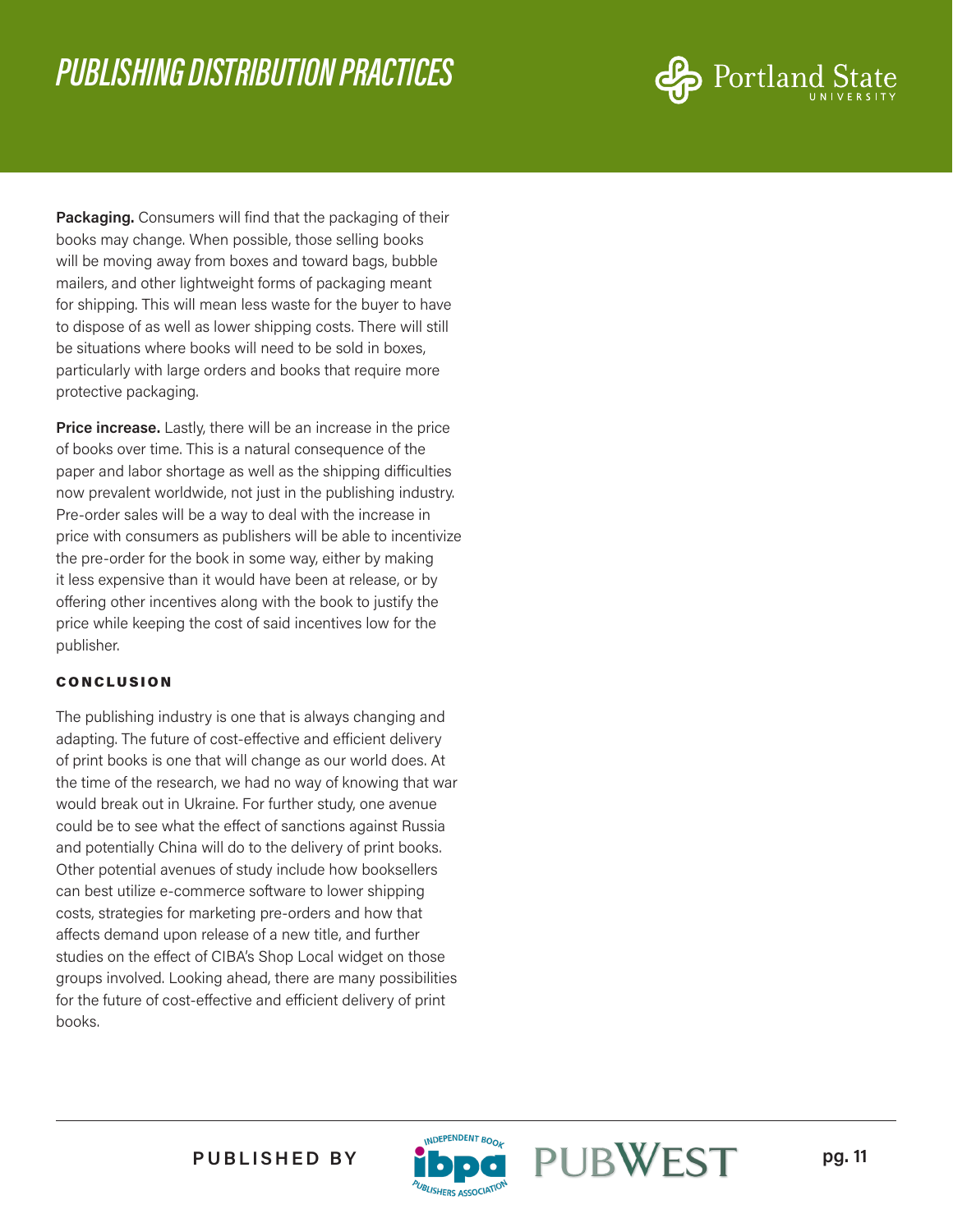**Packaging.** Consumers will find that the packaging of their books may change. When possible, those selling books will be moving away from boxes and toward bags, bubble mailers, and other lightweight forms of packaging meant for shipping. This will mean less waste for the buyer to have to dispose of as well as lower shipping costs. There will still be situations where books will need to be sold in boxes, particularly with large orders and books that require more protective packaging.

**Price increase.** Lastly, there will be an increase in the price of books over time. This is a natural consequence of the paper and labor shortage as well as the shipping difficulties now prevalent worldwide, not just in the publishing industry. Pre-order sales will be a way to deal with the increase in price with consumers as publishers will be able to incentivize the pre-order for the book in some way, either by making it less expensive than it would have been at release, or by offering other incentives along with the book to justify the price while keeping the cost of said incentives low for the publisher.

### CONCLUSION

The publishing industry is one that is always changing and adapting. The future of cost-effective and efficient delivery of print books is one that will change as our world does. At the time of the research, we had no way of knowing that war would break out in Ukraine. For further study, one avenue could be to see what the effect of sanctions against Russia and potentially China will do to the delivery of print books. Other potential avenues of study include how booksellers can best utilize e-commerce software to lower shipping costs, strategies for marketing pre-orders and how that affects demand upon release of a new title, and further studies on the effect of CIBA's Shop Local widget on those groups involved. Looking ahead, there are many possibilities for the future of cost-effective and efficient delivery of print books.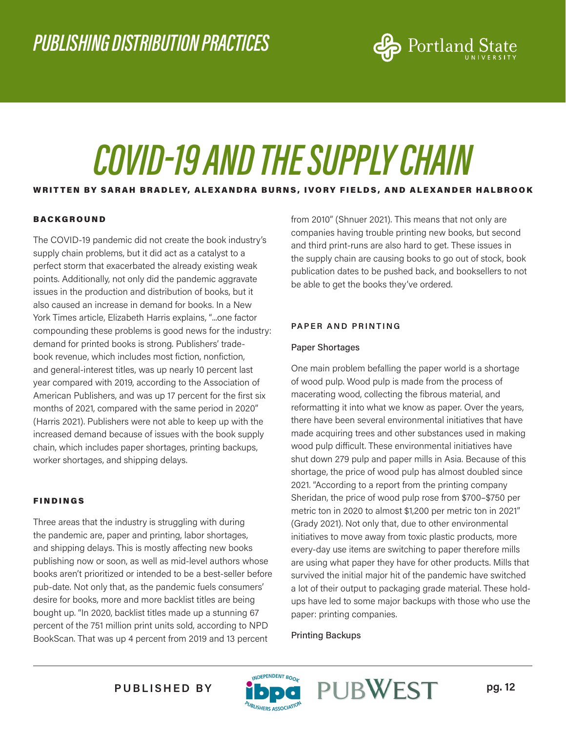# COVID-19 AND THE SUPPLY CHAIN

**WRITTEN BY SARAH BRADLEY, ALEXANDRA BURNS, IVORY FIELDS, AND ALEXANDER HALBROOK**

## BACKGROUND

The COVID-19 pandemic did not create the book industry's supply chain problems, but it did act as a catalyst to a perfect storm that exacerbated the already existing weak points. Additionally, not only did the pandemic aggravate issues in the production and distribution of books, but it also caused an increase in demand for books. In a New York Times article, Elizabeth Harris explains, "...one factor compounding these problems is good news for the industry: demand for printed books is strong. Publishers' trade-book revenue, which includes most fiction, nonfiction, and general-interest titles, was up nearly 10 percent last year compared with 2019, according to the Association of American Publishers, and was up 17 percent for the first six months of 2021, compared with the same period in 2020" (Harris 2021). Publishers were not able to keep up with the increased demand because of issues with the book supply chain, which includes paper shortages, printing backups, worker shortages, and shipping delays.

## FINDINGS

Three areas that the industry is struggling with during the pandemic are, paper and printing, labor shortages, and shipping delays. This is mostly affecting new books publishing now or soon, as well as mid-level authors whose books aren't prioritized or intended to be a best-seller before pub-date. Not only that, as the pandemic fuels consumers' desire for books, more and more backlist titles are being bought up. "In 2020, backlist titles made up a stunning 67 percent of the 751 million print units sold, according to NPD BookScan. That was up 4 percent from 2019 and 13 percent from 2010" (Shnuer 2021). This means that not only are companies having trouble printing new books, but second and third print-runs are also hard to get. These issues in the supply chain are causing books to go out of stock, book publication dates to be pushed back, and booksellers to not be able to get the books they've ordered.

## PAPER AND PRINTING

### Paper Shortages

One main problem befalling the paper world is a shortage of wood pulp. Wood pulp is made from the process of macerating wood, collecting the fibrous material, and reformatting it into what we know as paper. Over the years, there have been several environmental initiatives that have made acquiring trees and other substances used in making wood pulp difficult. These environmental initiatives have shut down 279 pulp and paper mills in Asia. Because of this shortage, the price of wood pulp has almost doubled since 2021. "According to a report from the printing company Sheridan, the price of wood pulp rose from $700–$750 per metric ton in 2020 to almost $1,200 per metric ton in 2021" (Grady 2021). Not only that, due to other environmental initiatives to move away from toxic plastic products, more every-day use items are switching to paper therefore mills are using what paper they have for other products. Mills that survived the initial major hit of the pandemic have switched a lot of their output to packaging grade material. These hold-ups have led to some major backups with those who use the paper: printing companies.

### Printing Backups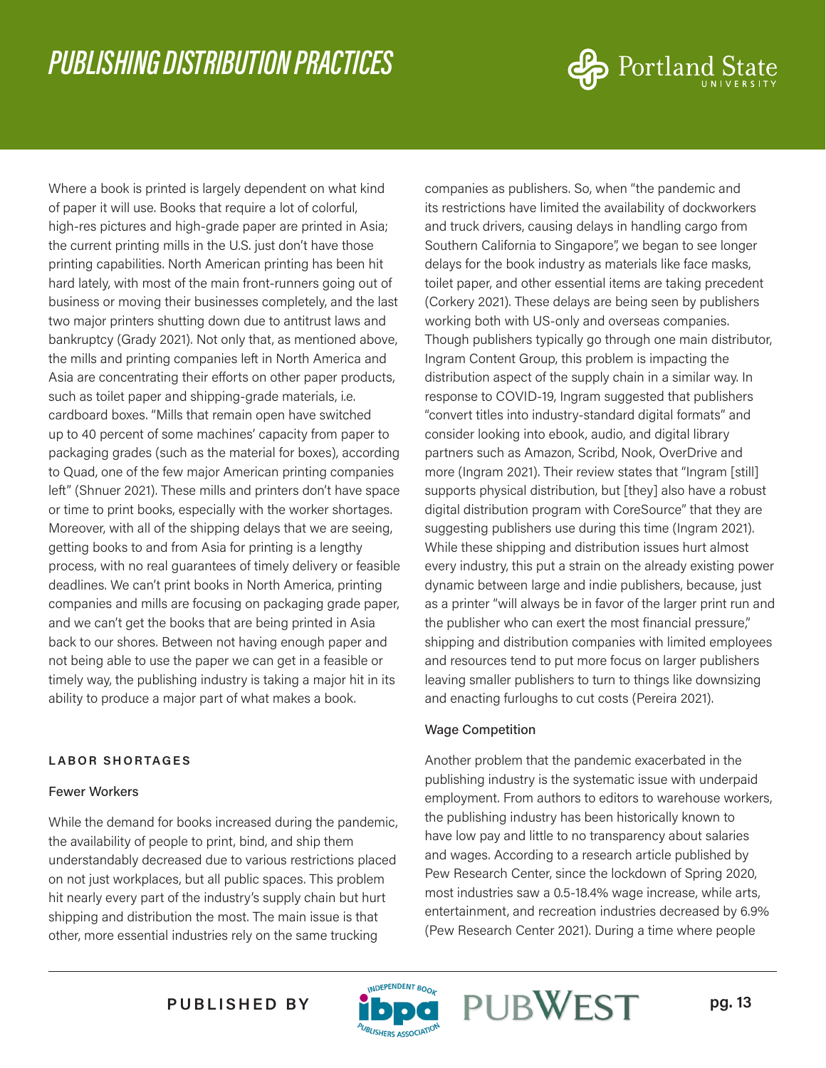Where a book is printed is largely dependent on what kind of paper it will use. Books that require a lot of colorful, high-res pictures and high-grade paper are printed in Asia; the current printing mills in the U.S. just don't have those printing capabilities. North American printing has been hit hard lately, with most of the main front-runners going out of business or moving their businesses completely, and the last two major printers shutting down due to antitrust laws and bankruptcy (Grady 2021). Not only that, as mentioned above, the mills and printing companies left in North America and Asia are concentrating their efforts on other paper products, such as toilet paper and shipping-grade materials, i.e. cardboard boxes. "Mills that remain open have switched up to 40 percent of some machines' capacity from paper to packaging grades (such as the material for boxes), according to Quad, one of the few major American printing companies left" (Shnuer 2021). These mills and printers don't have space or time to print books, especially with the worker shortages. Moreover, with all of the shipping delays that we are seeing, getting books to and from Asia for printing is a lengthy process, with no real guarantees of timely delivery or feasible deadlines. We can't print books in North America, printing companies and mills are focusing on packaging grade paper, and we can't get the books that are being printed in Asia back to our shores. Between not having enough paper and not being able to use the paper we can get in a feasible or timely way, the publishing industry is taking a major hit in its ability to produce a major part of what makes a book.

## LABOR SHORTAGES

### Fewer Workers

While the demand for books increased during the pandemic, the availability of people to print, bind, and ship them understandably decreased due to various restrictions placed on not just workplaces, but all public spaces. This problem hit nearly every part of the industry's supply chain but hurt shipping and distribution the most. The main issue is that other, more essential industries rely on the same trucking companies as publishers. So, when "the pandemic and its restrictions have limited the availability of dockworkers and truck drivers, causing delays in handling cargo from Southern California to Singapore", we began to see longer delays for the book industry as materials like face masks, toilet paper, and other essential items are taking precedent (Corkery 2021). These delays are being seen by publishers working both with US-only and overseas companies. Though publishers typically go through one main distributor, Ingram Content Group, this problem is impacting the distribution aspect of the supply chain in a similar way. In response to COVID-19, Ingram suggested that publishers "convert titles into industry-standard digital formats" and consider looking into ebook, audio, and digital library partners such as Amazon, Scribd, Nook, OverDrive and more (Ingram 2021). Their review states that "Ingram [still] supports physical distribution, but [they] also have a robust digital distribution program with CoreSource" that they are suggesting publishers use during this time (Ingram 2021). While these shipping and distribution issues hurt almost every industry, this put a strain on the already existing power dynamic between large and indie publishers, because, just as a printer "will always be in favor of the larger print run and the publisher who can exert the most financial pressure," shipping and distribution companies with limited employees and resources tend to put more focus on larger publishers leaving smaller publishers to turn to things like downsizing and enacting furloughs to cut costs (Pereira 2021).

### Wage Competition

Another problem that the pandemic exacerbated in the publishing industry is the systematic issue with underpaid employment. From authors to editors to warehouse workers, the publishing industry has been historically known to have low pay and little to no transparency about salaries and wages. According to a research article published by Pew Research Center, since the lockdown of Spring 2020, most industries saw a 0.5-18.4% wage increase, while arts, entertainment, and recreation industries decreased by 6.9% (Pew Research Center 2021). During a time where people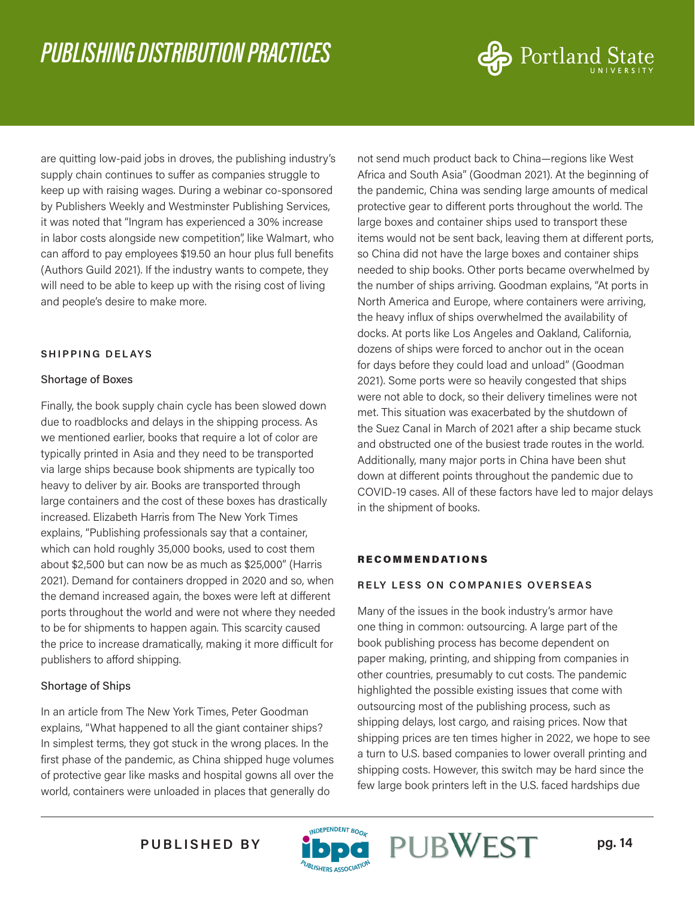are quitting low-paid jobs in droves, the publishing industry's supply chain continues to suffer as companies struggle to keep up with raising wages. During a webinar co-sponsored by Publishers Weekly and Westminster Publishing Services, it was noted that "Ingram has experienced a 30% increase in labor costs alongside new competition", like Walmart, who can afford to pay employees $19.50 an hour plus full benefits (Authors Guild 2021). If the industry wants to compete, they will need to be able to keep up with the rising cost of living and people's desire to make more.

## SHIPPING DELAYS

### Shortage of Boxes

Finally, the book supply chain cycle has been slowed down due to roadblocks and delays in the shipping process. As we mentioned earlier, books that require a lot of color are typically printed in Asia and they need to be transported via large ships because book shipments are typically too heavy to deliver by air. Books are transported through large containers and the cost of these boxes has drastically increased. Elizabeth Harris from The New York Times explains, "Publishing professionals say that a container, which can hold roughly 35,000 books, used to cost them about $2,500 but can now be as much as $25,000" (Harris 2021). Demand for containers dropped in 2020 and so, when the demand increased again, the boxes were left at different ports throughout the world and were not where they needed to be for shipments to happen again. This scarcity caused the price to increase dramatically, making it more difficult for publishers to afford shipping.

### Shortage of Ships

In an article from The New York Times, Peter Goodman explains, "What happened to all the giant container ships? In simplest terms, they got stuck in the wrong places. In the first phase of the pandemic, as China shipped huge volumes of protective gear like masks and hospital gowns all over the world, containers were unloaded in places that generally do not send much product back to China—regions like West Africa and South Asia" (Goodman 2021). At the beginning of the pandemic, China was sending large amounts of medical protective gear to different ports throughout the world. The large boxes and container ships used to transport these items would not be sent back, leaving them at different ports, so China did not have the large boxes and container ships needed to ship books. Other ports became overwhelmed by the number of ships arriving. Goodman explains, "At ports in North America and Europe, where containers were arriving, the heavy influx of ships overwhelmed the availability of docks. At ports like Los Angeles and Oakland, California, dozens of ships were forced to anchor out in the ocean for days before they could load and unload" (Goodman 2021). Some ports were so heavily congested that ships were not able to dock, so their delivery timelines were not met. This situation was exacerbated by the shutdown of the Suez Canal in March of 2021 after a ship became stuck and obstructed one of the busiest trade routes in the world. Additionally, many major ports in China have been shut down at different points throughout the pandemic due to COVID-19 cases. All of these factors have led to major delays in the shipment of books.

## RECOMMENDATIONS

### RELY LESS ON COMPANIES OVERSEAS

Many of the issues in the book industry's armor have one thing in common: outsourcing. A large part of the book publishing process has become dependent on paper making, printing, and shipping from companies in other countries, presumably to cut costs. The pandemic highlighted the possible existing issues that come with outsourcing most of the publishing process, such as shipping delays, lost cargo, and raising prices. Now that shipping prices are ten times higher in 2022, we hope to see a turn to U.S. based companies to lower overall printing and shipping costs. However, this switch may be hard since the few large book printers left in the U.S. faced hardships due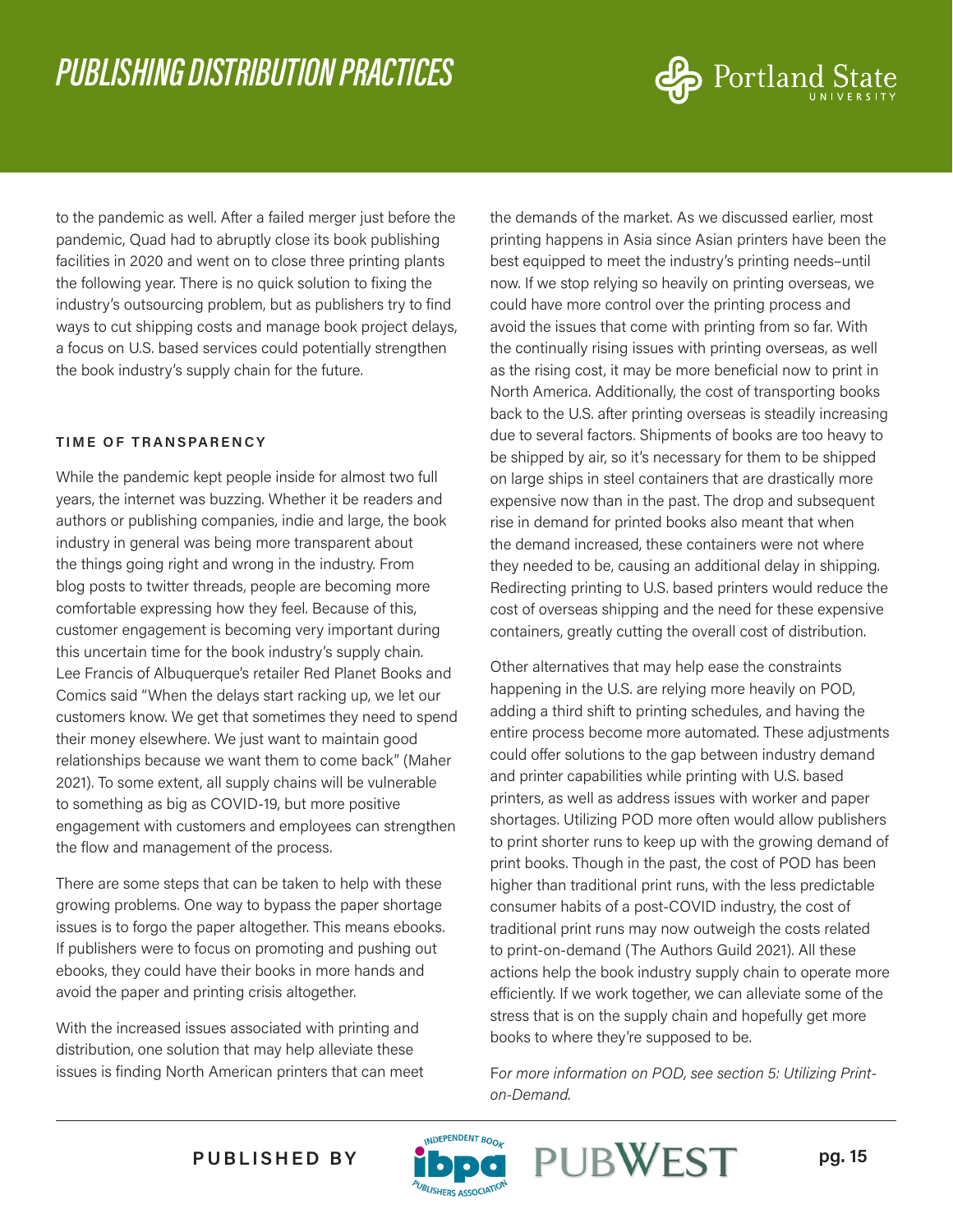to the pandemic as well. After a failed merger just before the pandemic, Quad had to abruptly close its book publishing facilities in 2020 and went on to close three printing plants the following year. There is no quick solution to fixing the industry's outsourcing problem, but as publishers try to find ways to cut shipping costs and manage book project delays, a focus on U.S. based services could potentially strengthen the book industry's supply chain for the future.

## TIME OF TRANSPARENCY

While the pandemic kept people inside for almost two full years, the internet was buzzing. Whether it be readers and authors or publishing companies, indie and large, the book industry in general was being more transparent about the things going right and wrong in the industry. From blog posts to twitter threads, people are becoming more comfortable expressing how they feel. Because of this, customer engagement is becoming very important during this uncertain time for the book industry's supply chain. Lee Francis of Albuquerque's retailer Red Planet Books and Comics said "When the delays start racking up, we let our customers know. We get that sometimes they need to spend their money elsewhere. We just want to maintain good relationships because we want them to come back" (Maher 2021). To some extent, all supply chains will be vulnerable to something as big as COVID-19, but more positive engagement with customers and employees can strengthen the flow and management of the process.

There are some steps that can be taken to help with these growing problems. One way to bypass the paper shortage issues is to forgo the paper altogether. This means ebooks. If publishers were to focus on promoting and pushing out ebooks, they could have their books in more hands and avoid the paper and printing crisis altogether.

With the increased issues associated with printing and distribution, one solution that may help alleviate these issues is finding North American printers that can meet the demands of the market. As we discussed earlier, most printing happens in Asia since Asian printers have been the best equipped to meet the industry's printing needs–until now. If we stop relying so heavily on printing overseas, we could have more control over the printing process and avoid the issues that come with printing from so far. With the continually rising issues with printing overseas, as well as the rising cost, it may be more beneficial now to print in North America. Additionally, the cost of transporting books back to the U.S. after printing overseas is steadily increasing due to several factors. Shipments of books are too heavy to be shipped by air, so it's necessary for them to be shipped on large ships in steel containers that are drastically more expensive now than in the past. The drop and subsequent rise in demand for printed books also meant that when the demand increased, these containers were not where they needed to be, causing an additional delay in shipping. Redirecting printing to U.S. based printers would reduce the cost of overseas shipping and the need for these expensive containers, greatly cutting the overall cost of distribution.

Other alternatives that may help ease the constraints happening in the U.S. are relying more heavily on POD, adding a third shift to printing schedules, and having the entire process become more automated. These adjustments could offer solutions to the gap between industry demand and printer capabilities while printing with U.S. based printers, as well as address issues with worker and paper shortages. Utilizing POD more often would allow publishers to print shorter runs to keep up with the growing demand of print books. Though in the past, the cost of POD has been higher than traditional print runs, with the less predictable consumer habits of a post-COVID industry, the cost of traditional print runs may now outweigh the costs related to print-on-demand (The Authors Guild 2021). All these actions help the book industry supply chain to operate more efficiently. If we work together, we can alleviate some of the stress that is on the supply chain and hopefully get more books to where they're supposed to be.

*For more information on POD, see section 5: Utilizing Print-on-Demand.*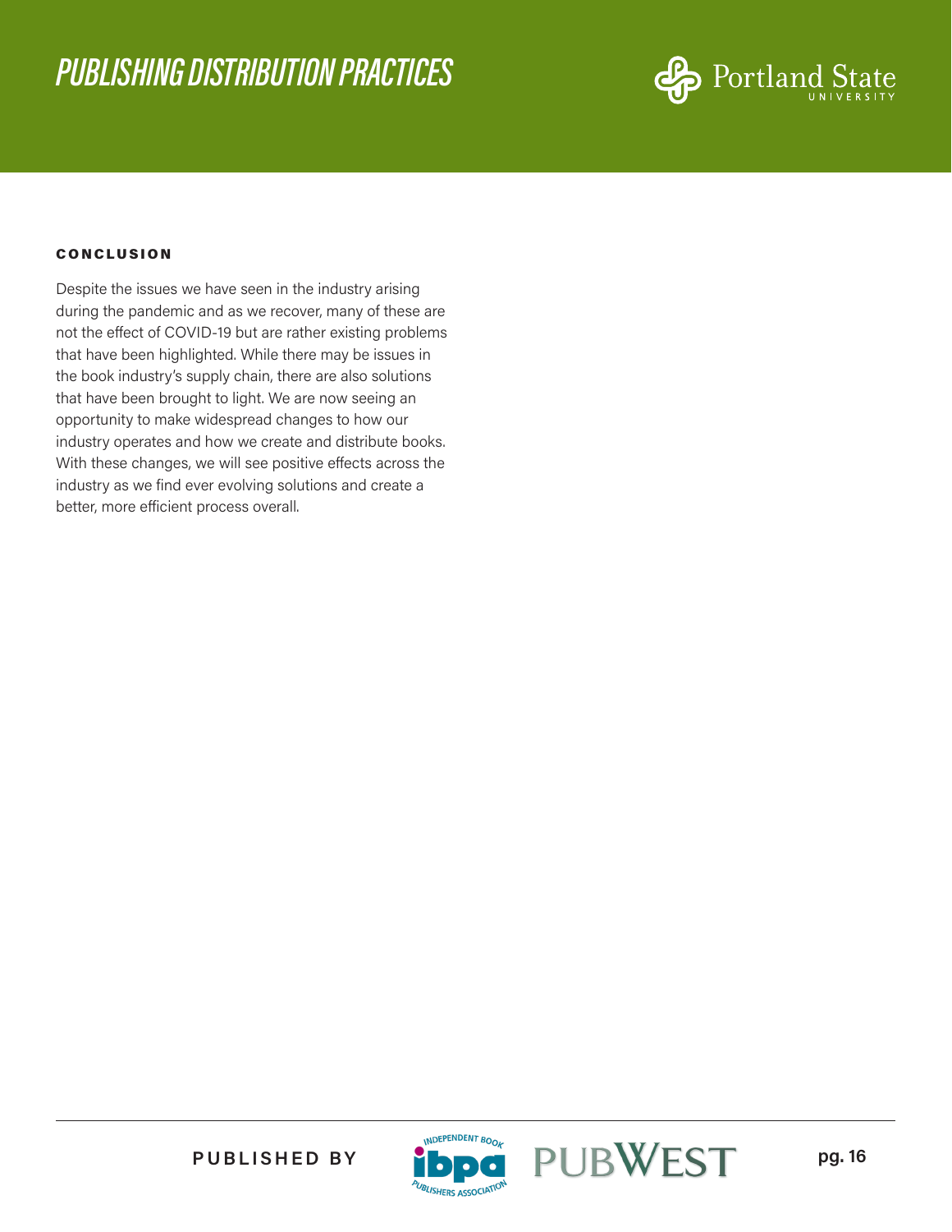## CONCLUSION

Despite the issues we have seen in the industry arising during the pandemic and as we recover, many of these are not the effect of COVID-19 but are rather existing problems that have been highlighted. While there may be issues in the book industry's supply chain, there are also solutions that have been brought to light. We are now seeing an opportunity to make widespread changes to how our industry operates and how we create and distribute books. With these changes, we will see positive effects across the industry as we find ever evolving solutions and create a better, more efficient process overall.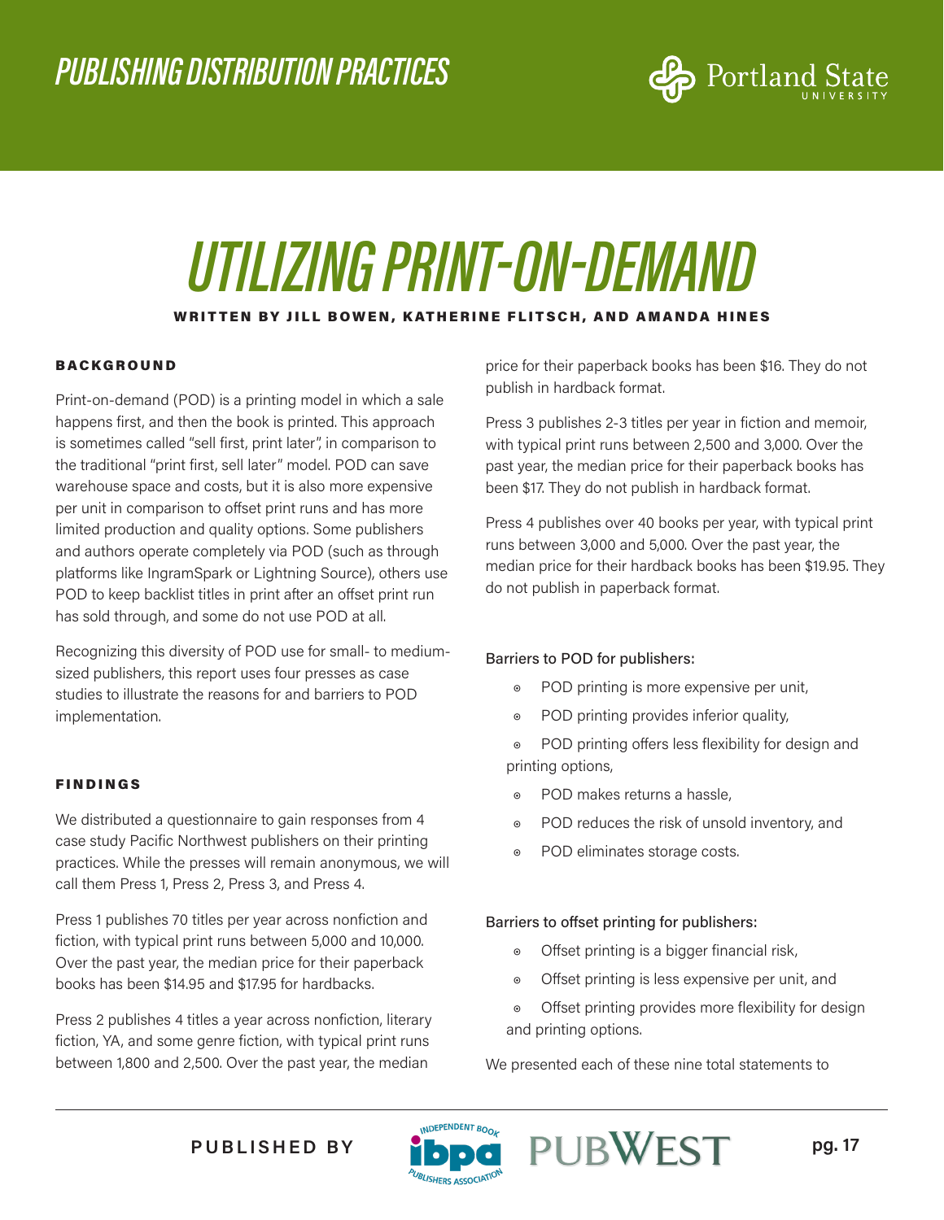# UTILIZING PRINT-ON-DEMAND

**WRITTEN BY JILL BOWEN, KATHERINE FLITSCH, AND AMANDA HINES**

## BACKGROUND

Print-on-demand (POD) is a printing model in which a sale happens first, and then the book is printed. This approach is sometimes called "sell first, print later", in comparison to the traditional "print first, sell later" model. POD can save warehouse space and costs, but it is also more expensive per unit in comparison to offset print runs and has more limited production and quality options. Some publishers and authors operate completely via POD (such as through platforms like IngramSpark or Lightning Source), others use POD to keep backlist titles in print after an offset print run has sold through, and some do not use POD at all.

Recognizing this diversity of POD use for small- to medium-sized publishers, this report uses four presses as case studies to illustrate the reasons for and barriers to POD implementation.

## FINDINGS

We distributed a questionnaire to gain responses from 4 case study Pacific Northwest publishers on their printing practices. While the presses will remain anonymous, we will call them Press 1, Press 2, Press 3, and Press 4.

Press 1 publishes 70 titles per year across nonfiction and fiction, with typical print runs between 5,000 and 10,000. Over the past year, the median price for their paperback books has been $14.95 and $17.95 for hardbacks.

Press 2 publishes 4 titles a year across nonfiction, literary fiction, YA, and some genre fiction, with typical print runs between 1,800 and 2,500. Over the past year, the median price for their paperback books has been $16. They do not publish in hardback format.

Press 3 publishes 2-3 titles per year in fiction and memoir, with typical print runs between 2,500 and 3,000. Over the past year, the median price for their paperback books has been $17. They do not publish in hardback format.

Press 4 publishes over 40 books per year, with typical print runs between 3,000 and 5,000. Over the past year, the median price for their hardback books has been $19.95. They do not publish in paperback format.

Barriers to POD for publishers:

- POD printing is more expensive per unit,
- POD printing provides inferior quality,
- POD printing offers less flexibility for design and printing options,
- POD makes returns a hassle,
- POD reduces the risk of unsold inventory, and
- POD eliminates storage costs.

Barriers to offset printing for publishers:

- Offset printing is a bigger financial risk,
- Offset printing is less expensive per unit, and
- Offset printing provides more flexibility for design and printing options.

We presented each of these nine total statements to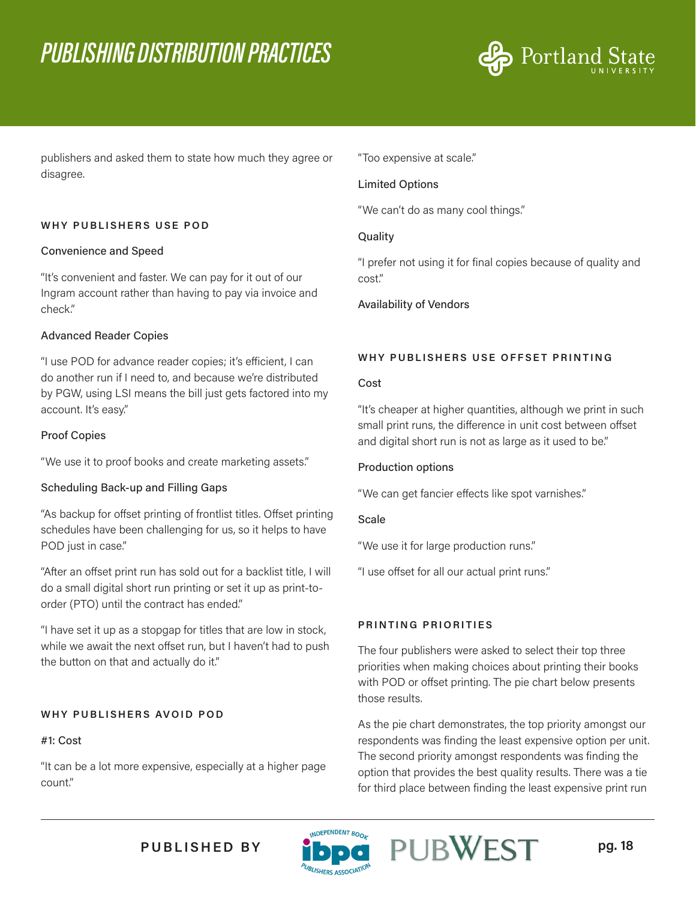publishers and asked them to state how much they agree or disagree.

### WHY PUBLISHERS USE POD

#### Convenience and Speed

"It's convenient and faster. We can pay for it out of our Ingram account rather than having to pay via invoice and check."

#### Advanced Reader Copies

"I use POD for advance reader copies; it's efficient, I can do another run if I need to, and because we're distributed by PGW, using LSI means the bill just gets factored into my account. It's easy."

#### Proof Copies

"We use it to proof books and create marketing assets."

#### Scheduling Back-up and Filling Gaps

"As backup for offset printing of frontlist titles. Offset printing schedules have been challenging for us, so it helps to have POD just in case."

"After an offset print run has sold out for a backlist title, I will do a small digital short run printing or set it up as print-to-order (PTO) until the contract has ended."

"I have set it up as a stopgap for titles that are low in stock, while we await the next offset run, but I haven't had to push the button on that and actually do it."

### WHY PUBLISHERS AVOID POD

#### #1: Cost

"It can be a lot more expensive, especially at a higher page count."

"Too expensive at scale."

#### Limited Options

"We can't do as many cool things."

#### Quality

"I prefer not using it for final copies because of quality and cost."

#### Availability of Vendors

### WHY PUBLISHERS USE OFFSET PRINTING

#### Cost

"It's cheaper at higher quantities, although we print in such small print runs, the difference in unit cost between offset and digital short run is not as large as it used to be."

#### Production options

"We can get fancier effects like spot varnishes."

#### Scale

"We use it for large production runs."

"I use offset for all our actual print runs."

### PRINTING PRIORITIES

The four publishers were asked to select their top three priorities when making choices about printing their books with POD or offset printing. The pie chart below presents those results.

As the pie chart demonstrates, the top priority amongst our respondents was finding the least expensive option per unit. The second priority amongst respondents was finding the option that provides the best quality results. There was a tie for third place between finding the least expensive print run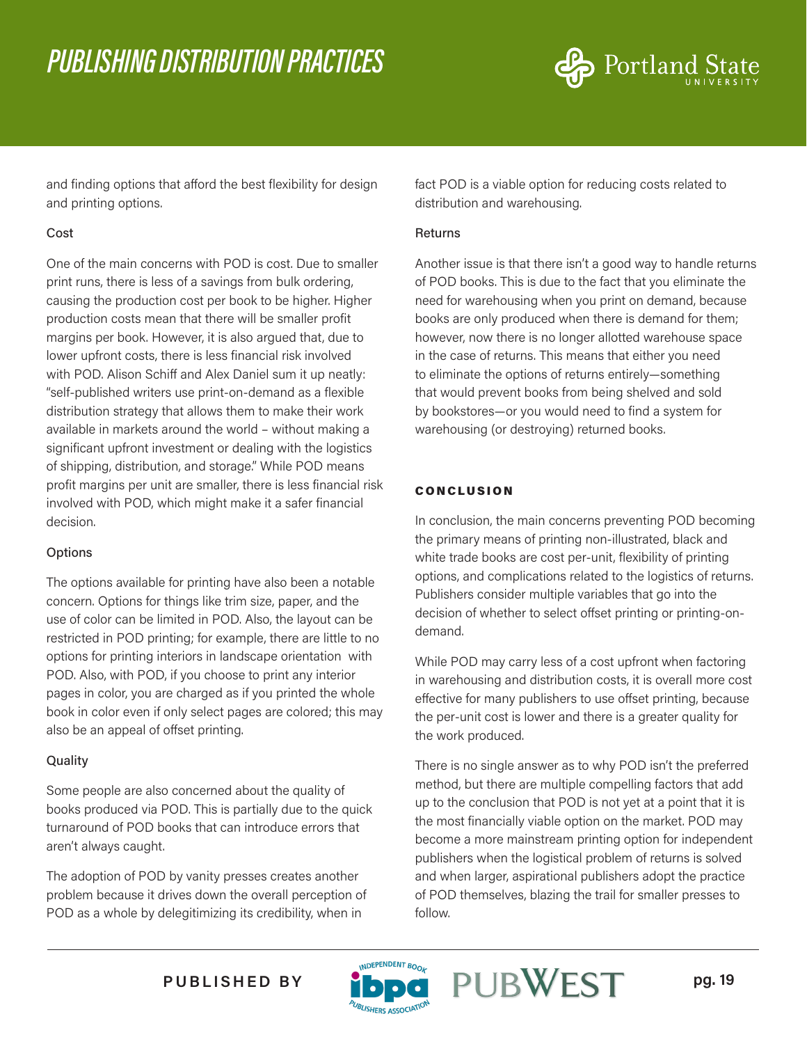and finding options that afford the best flexibility for design and printing options.

### Cost

One of the main concerns with POD is cost. Due to smaller print runs, there is less of a savings from bulk ordering, causing the production cost per book to be higher. Higher production costs mean that there will be smaller profit margins per book. However, it is also argued that, due to lower upfront costs, there is less financial risk involved with POD. Alison Schiff and Alex Daniel sum it up neatly: "self-published writers use print-on-demand as a flexible distribution strategy that allows them to make their work available in markets around the world – without making a significant upfront investment or dealing with the logistics of shipping, distribution, and storage." While POD means profit margins per unit are smaller, there is less financial risk involved with POD, which might make it a safer financial decision.

### Options

The options available for printing have also been a notable concern. Options for things like trim size, paper, and the use of color can be limited in POD. Also, the layout can be restricted in POD printing; for example, there are little to no options for printing interiors in landscape orientation with POD. Also, with POD, if you choose to print any interior pages in color, you are charged as if you printed the whole book in color even if only select pages are colored; this may also be an appeal of offset printing.

### Quality

Some people are also concerned about the quality of books produced via POD. This is partially due to the quick turnaround of POD books that can introduce errors that aren't always caught.

The adoption of POD by vanity presses creates another problem because it drives down the overall perception of POD as a whole by delegitimizing its credibility, when in fact POD is a viable option for reducing costs related to distribution and warehousing.

### Returns

Another issue is that there isn't a good way to handle returns of POD books. This is due to the fact that you eliminate the need for warehousing when you print on demand, because books are only produced when there is demand for them; however, now there is no longer allotted warehouse space in the case of returns. This means that either you need to eliminate the options of returns entirely—something that would prevent books from being shelved and sold by bookstores—or you would need to find a system for warehousing (or destroying) returned books.

## CONCLUSION

In conclusion, the main concerns preventing POD becoming the primary means of printing non-illustrated, black and white trade books are cost per-unit, flexibility of printing options, and complications related to the logistics of returns. Publishers consider multiple variables that go into the decision of whether to select offset printing or printing-on-demand.

While POD may carry less of a cost upfront when factoring in warehousing and distribution costs, it is overall more cost effective for many publishers to use offset printing, because the per-unit cost is lower and there is a greater quality for the work produced.

There is no single answer as to why POD isn't the preferred method, but there are multiple compelling factors that add up to the conclusion that POD is not yet at a point that it is the most financially viable option on the market. POD may become a more mainstream printing option for independent publishers when the logistical problem of returns is solved and when larger, aspirational publishers adopt the practice of POD themselves, blazing the trail for smaller presses to follow.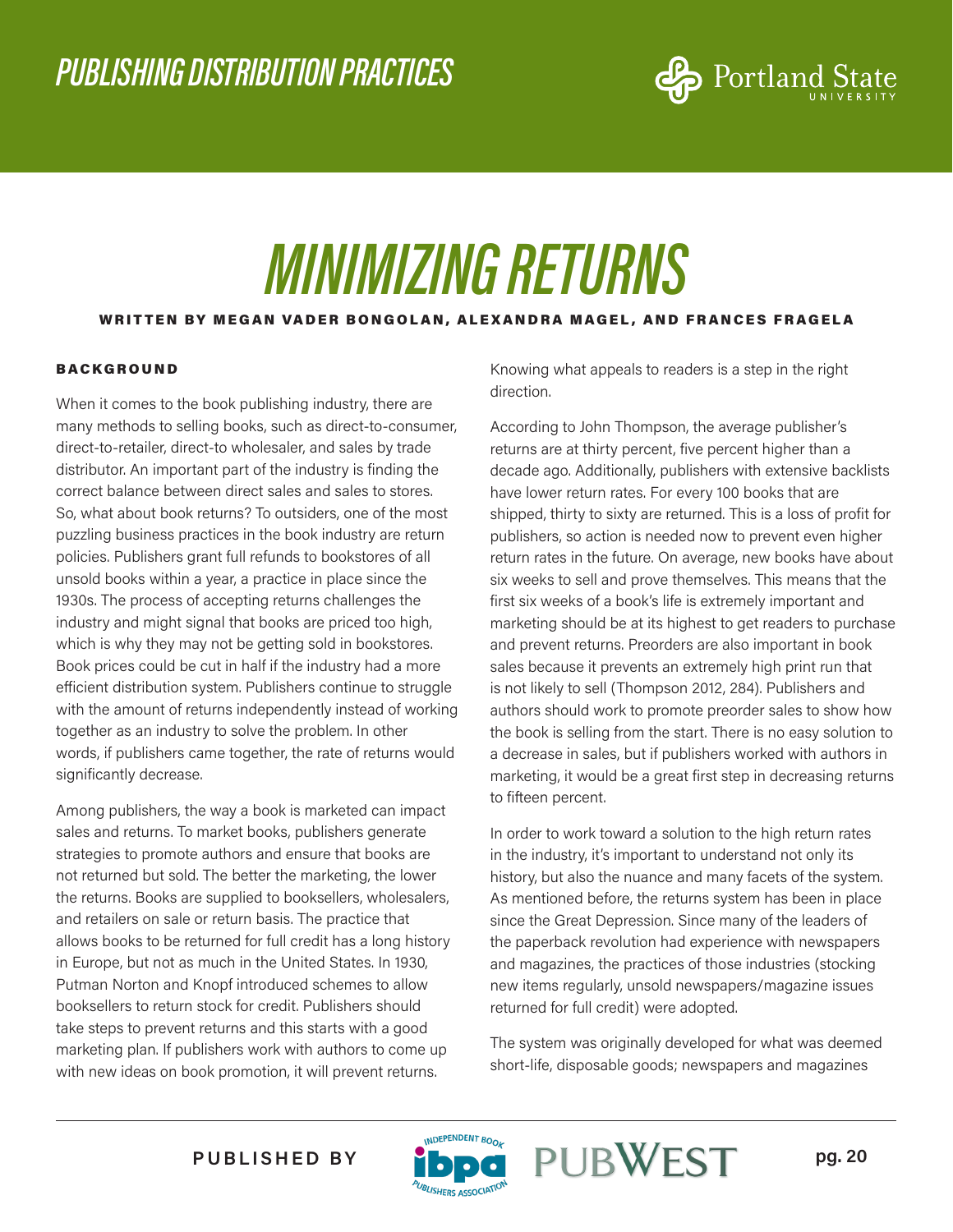# MINIMIZING RETURNS

**WRITTEN BY MEGAN VADER BONGOLAN, ALEXANDRA MAGEL, AND FRANCES FRAGELA**

## BACKGROUND

When it comes to the book publishing industry, there are many methods to selling books, such as direct-to-consumer, direct-to-retailer, direct-to wholesaler, and sales by trade distributor. An important part of the industry is finding the correct balance between direct sales and sales to stores. So, what about book returns? To outsiders, one of the most puzzling business practices in the book industry are return policies. Publishers grant full refunds to bookstores of all unsold books within a year, a practice in place since the 1930s. The process of accepting returns challenges the industry and might signal that books are priced too high, which is why they may not be getting sold in bookstores. Book prices could be cut in half if the industry had a more efficient distribution system. Publishers continue to struggle with the amount of returns independently instead of working together as an industry to solve the problem. In other words, if publishers came together, the rate of returns would significantly decrease.

Among publishers, the way a book is marketed can impact sales and returns. To market books, publishers generate strategies to promote authors and ensure that books are not returned but sold. The better the marketing, the lower the returns. Books are supplied to booksellers, wholesalers, and retailers on sale or return basis. The practice that allows books to be returned for full credit has a long history in Europe, but not as much in the United States. In 1930, Putman Norton and Knopf introduced schemes to allow booksellers to return stock for credit. Publishers should take steps to prevent returns and this starts with a good marketing plan. If publishers work with authors to come up with new ideas on book promotion, it will prevent returns. Knowing what appeals to readers is a step in the right direction.

According to John Thompson, the average publisher's returns are at thirty percent, five percent higher than a decade ago. Additionally, publishers with extensive backlists have lower return rates. For every 100 books that are shipped, thirty to sixty are returned. This is a loss of profit for publishers, so action is needed now to prevent even higher return rates in the future. On average, new books have about six weeks to sell and prove themselves. This means that the first six weeks of a book's life is extremely important and marketing should be at its highest to get readers to purchase and prevent returns. Preorders are also important in book sales because it prevents an extremely high print run that is not likely to sell (Thompson 2012, 284). Publishers and authors should work to promote preorder sales to show how the book is selling from the start. There is no easy solution to a decrease in sales, but if publishers worked with authors in marketing, it would be a great first step in decreasing returns to fifteen percent.

In order to work toward a solution to the high return rates in the industry, it's important to understand not only its history, but also the nuance and many facets of the system. As mentioned before, the returns system has been in place since the Great Depression. Since many of the leaders of the paperback revolution had experience with newspapers and magazines, the practices of those industries (stocking new items regularly, unsold newspapers/magazine issues returned for full credit) were adopted.

The system was originally developed for what was deemed short-life, disposable goods; newspapers and magazines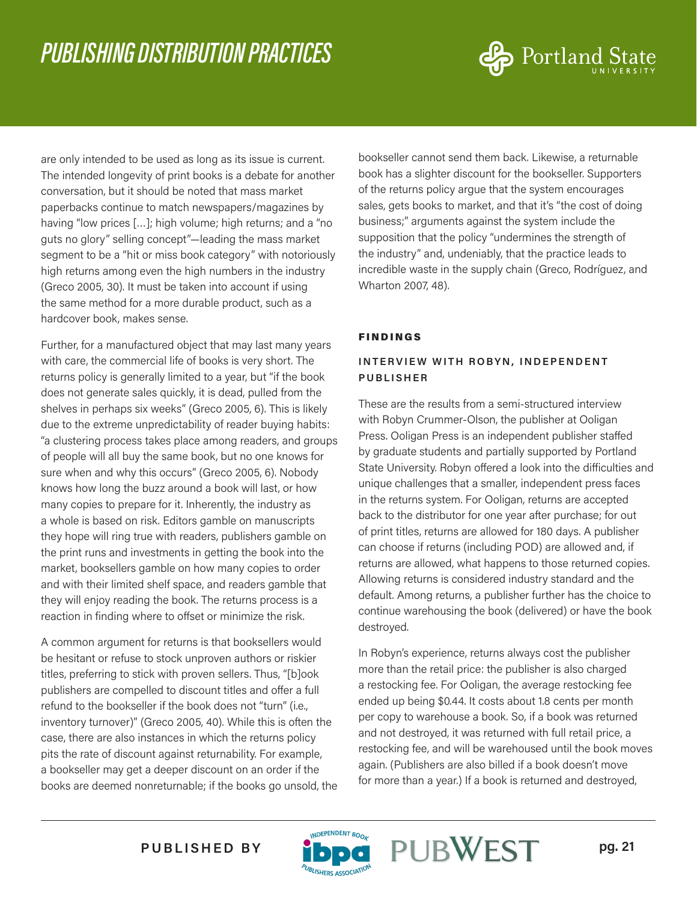are only intended to be used as long as its issue is current. The intended longevity of print books is a debate for another conversation, but it should be noted that mass market paperbacks continue to match newspapers/magazines by having "low prices [...]; high volume; high returns; and a "no guts no glory" selling concept"—leading the mass market segment to be a "hit or miss book category" with notoriously high returns among even the high numbers in the industry (Greco 2005, 30). It must be taken into account if using the same method for a more durable product, such as a hardcover book, makes sense.

Further, for a manufactured object that may last many years with care, the commercial life of books is very short. The returns policy is generally limited to a year, but "if the book does not generate sales quickly, it is dead, pulled from the shelves in perhaps six weeks" (Greco 2005, 6). This is likely due to the extreme unpredictability of reader buying habits: "a clustering process takes place among readers, and groups of people will all buy the same book, but no one knows for sure when and why this occurs" (Greco 2005, 6). Nobody knows how long the buzz around a book will last, or how many copies to prepare for it. Inherently, the industry as a whole is based on risk. Editors gamble on manuscripts they hope will ring true with readers, publishers gamble on the print runs and investments in getting the book into the market, booksellers gamble on how many copies to order and with their limited shelf space, and readers gamble that they will enjoy reading the book. The returns process is a reaction in finding where to offset or minimize the risk.

A common argument for returns is that booksellers would be hesitant or refuse to stock unproven authors or riskier titles, preferring to stick with proven sellers. Thus, "[b]ook publishers are compelled to discount titles and offer a full refund to the bookseller if the book does not "turn" (i.e., inventory turnover)" (Greco 2005, 40). While this is often the case, there are also instances in which the returns policy pits the rate of discount against returnability. For example, a bookseller may get a deeper discount on an order if the books are deemed nonreturnable; if the books go unsold, the bookseller cannot send them back. Likewise, a returnable book has a slighter discount for the bookseller. Supporters of the returns policy argue that the system encourages sales, gets books to market, and that it's "the cost of doing business;" arguments against the system include the supposition that the policy "undermines the strength of the industry" and, undeniably, that the practice leads to incredible waste in the supply chain (Greco, Rodríguez, and Wharton 2007, 48).

## FINDINGS

### INTERVIEW WITH ROBYN, INDEPENDENT PUBLISHER

These are the results from a semi-structured interview with Robyn Crummer-Olson, the publisher at Ooligan Press. Ooligan Press is an independent publisher staffed by graduate students and partially supported by Portland State University. Robyn offered a look into the difficulties and unique challenges that a smaller, independent press faces in the returns system. For Ooligan, returns are accepted back to the distributor for one year after purchase; for out of print titles, returns are allowed for 180 days. A publisher can choose if returns (including POD) are allowed and, if returns are allowed, what happens to those returned copies. Allowing returns is considered industry standard and the default. Among returns, a publisher further has the choice to continue warehousing the book (delivered) or have the book destroyed.

In Robyn's experience, returns always cost the publisher more than the retail price: the publisher is also charged a restocking fee. For Ooligan, the average restocking fee ended up being $0.44. It costs about 1.8 cents per month per copy to warehouse a book. So, if a book was returned and not destroyed, it was returned with full retail price, a restocking fee, and will be warehoused until the book moves again. (Publishers are also billed if a book doesn't move for more than a year.) If a book is returned and destroyed,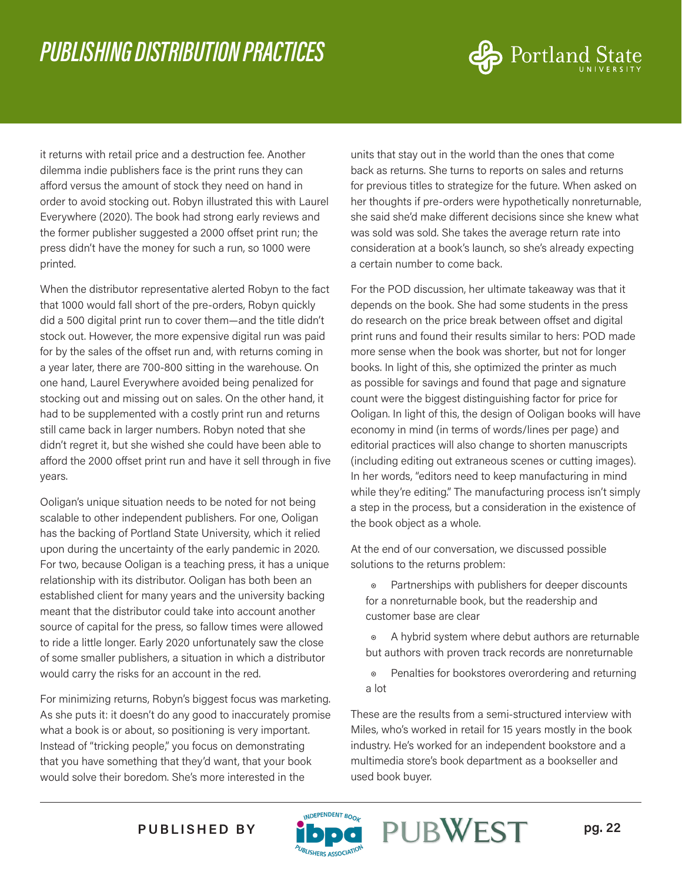it returns with retail price and a destruction fee. Another dilemma indie publishers face is the print runs they can afford versus the amount of stock they need on hand in order to avoid stocking out. Robyn illustrated this with Laurel Everywhere (2020). The book had strong early reviews and the former publisher suggested a 2000 offset print run; the press didn't have the money for such a run, so 1000 were printed.

When the distributor representative alerted Robyn to the fact that 1000 would fall short of the pre-orders, Robyn quickly did a 500 digital print run to cover them—and the title didn't stock out. However, the more expensive digital run was paid for by the sales of the offset run and, with returns coming in a year later, there are 700-800 sitting in the warehouse. On one hand, Laurel Everywhere avoided being penalized for stocking out and missing out on sales. On the other hand, it had to be supplemented with a costly print run and returns still came back in larger numbers. Robyn noted that she didn't regret it, but she wished she could have been able to afford the 2000 offset print run and have it sell through in five years.

Ooligan's unique situation needs to be noted for not being scalable to other independent publishers. For one, Ooligan has the backing of Portland State University, which it relied upon during the uncertainty of the early pandemic in 2020. For two, because Ooligan is a teaching press, it has a unique relationship with its distributor. Ooligan has both been an established client for many years and the university backing meant that the distributor could take into account another source of capital for the press, so fallow times were allowed to ride a little longer. Early 2020 unfortunately saw the close of some smaller publishers, a situation in which a distributor would carry the risks for an account in the red.

For minimizing returns, Robyn's biggest focus was marketing. As she puts it: it doesn't do any good to inaccurately promise what a book is or about, so positioning is very important. Instead of "tricking people," you focus on demonstrating that you have something that they'd want, that your book would solve their boredom. She's more interested in the units that stay out in the world than the ones that come back as returns. She turns to reports on sales and returns for previous titles to strategize for the future. When asked on her thoughts if pre-orders were hypothetically nonreturnable, she said she'd make different decisions since she knew what was sold was sold. She takes the average return rate into consideration at a book's launch, so she's already expecting a certain number to come back.

For the POD discussion, her ultimate takeaway was that it depends on the book. She had some students in the press do research on the price break between offset and digital print runs and found their results similar to hers: POD made more sense when the book was shorter, but not for longer books. In light of this, she optimized the printer as much as possible for savings and found that page and signature count were the biggest distinguishing factor for price for Ooligan. In light of this, the design of Ooligan books will have economy in mind (in terms of words/lines per page) and editorial practices will also change to shorten manuscripts (including editing out extraneous scenes or cutting images). In her words, "editors need to keep manufacturing in mind while they're editing." The manufacturing process isn't simply a step in the process, but a consideration in the existence of the book object as a whole.

At the end of our conversation, we discussed possible solutions to the returns problem:

- Partnerships with publishers for deeper discounts for a nonreturnable book, but the readership and customer base are clear
- A hybrid system where debut authors are returnable but authors with proven track records are nonreturnable
- Penalties for bookstores overordering and returning a lot

These are the results from a semi-structured interview with Miles, who's worked in retail for 15 years mostly in the book industry. He's worked for an independent bookstore and a multimedia store's book department as a bookseller and used book buyer.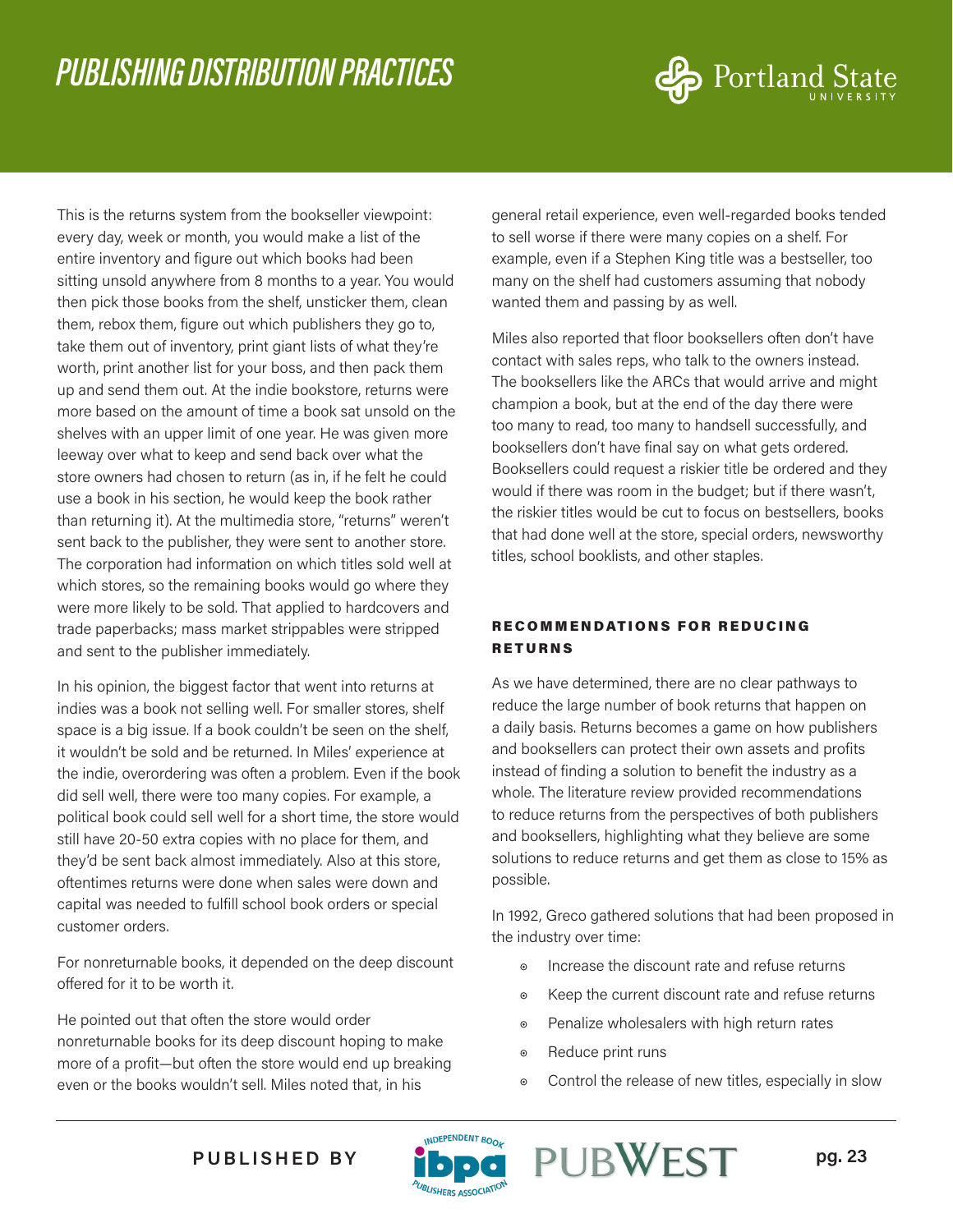This is the returns system from the bookseller viewpoint: every day, week or month, you would make a list of the entire inventory and figure out which books had been sitting unsold anywhere from 8 months to a year. You would then pick those books from the shelf, unsticker them, clean them, rebox them, figure out which publishers they go to, take them out of inventory, print giant lists of what they're worth, print another list for your boss, and then pack them up and send them out. At the indie bookstore, returns were more based on the amount of time a book sat unsold on the shelves with an upper limit of one year. He was given more leeway over what to keep and send back over what the store owners had chosen to return (as in, if he felt he could use a book in his section, he would keep the book rather than returning it). At the multimedia store, "returns" weren't sent back to the publisher, they were sent to another store. The corporation had information on which titles sold well at which stores, so the remaining books would go where they were more likely to be sold. That applied to hardcovers and trade paperbacks; mass market strippables were stripped and sent to the publisher immediately.

In his opinion, the biggest factor that went into returns at indies was a book not selling well. For smaller stores, shelf space is a big issue. If a book couldn't be seen on the shelf, it wouldn't be sold and be returned. In Miles' experience at the indie, overordering was often a problem. Even if the book did sell well, there were too many copies. For example, a political book could sell well for a short time, the store would still have 20-50 extra copies with no place for them, and they'd be sent back almost immediately. Also at this store, oftentimes returns were done when sales were down and capital was needed to fulfill school book orders or special customer orders.

For nonreturnable books, it depended on the deep discount offered for it to be worth it.

He pointed out that often the store would order nonreturnable books for its deep discount hoping to make more of a profit—but often the store would end up breaking even or the books wouldn't sell. Miles noted that, in his general retail experience, even well-regarded books tended to sell worse if there were many copies on a shelf. For example, even if a Stephen King title was a bestseller, too many on the shelf had customers assuming that nobody wanted them and passing by as well.

Miles also reported that floor booksellers often don't have contact with sales reps, who talk to the owners instead. The booksellers like the ARCs that would arrive and might champion a book, but at the end of the day there were too many to read, too many to handsell successfully, and booksellers don't have final say on what gets ordered. Booksellers could request a riskier title be ordered and they would if there was room in the budget; but if there wasn't, the riskier titles would be cut to focus on bestsellers, books that had done well at the store, special orders, newsworthy titles, school booklists, and other staples.

### RECOMMENDATIONS FOR REDUCING RETURNS

As we have determined, there are no clear pathways to reduce the large number of book returns that happen on a daily basis. Returns becomes a game on how publishers and booksellers can protect their own assets and profits instead of finding a solution to benefit the industry as a whole. The literature review provided recommendations to reduce returns from the perspectives of both publishers and booksellers, highlighting what they believe are some solutions to reduce returns and get them as close to 15% as possible.

In 1992, Greco gathered solutions that had been proposed in the industry over time:

- Increase the discount rate and refuse returns
- Keep the current discount rate and refuse returns
- Penalize wholesalers with high return rates
- Reduce print runs
- Control the release of new titles, especially in slow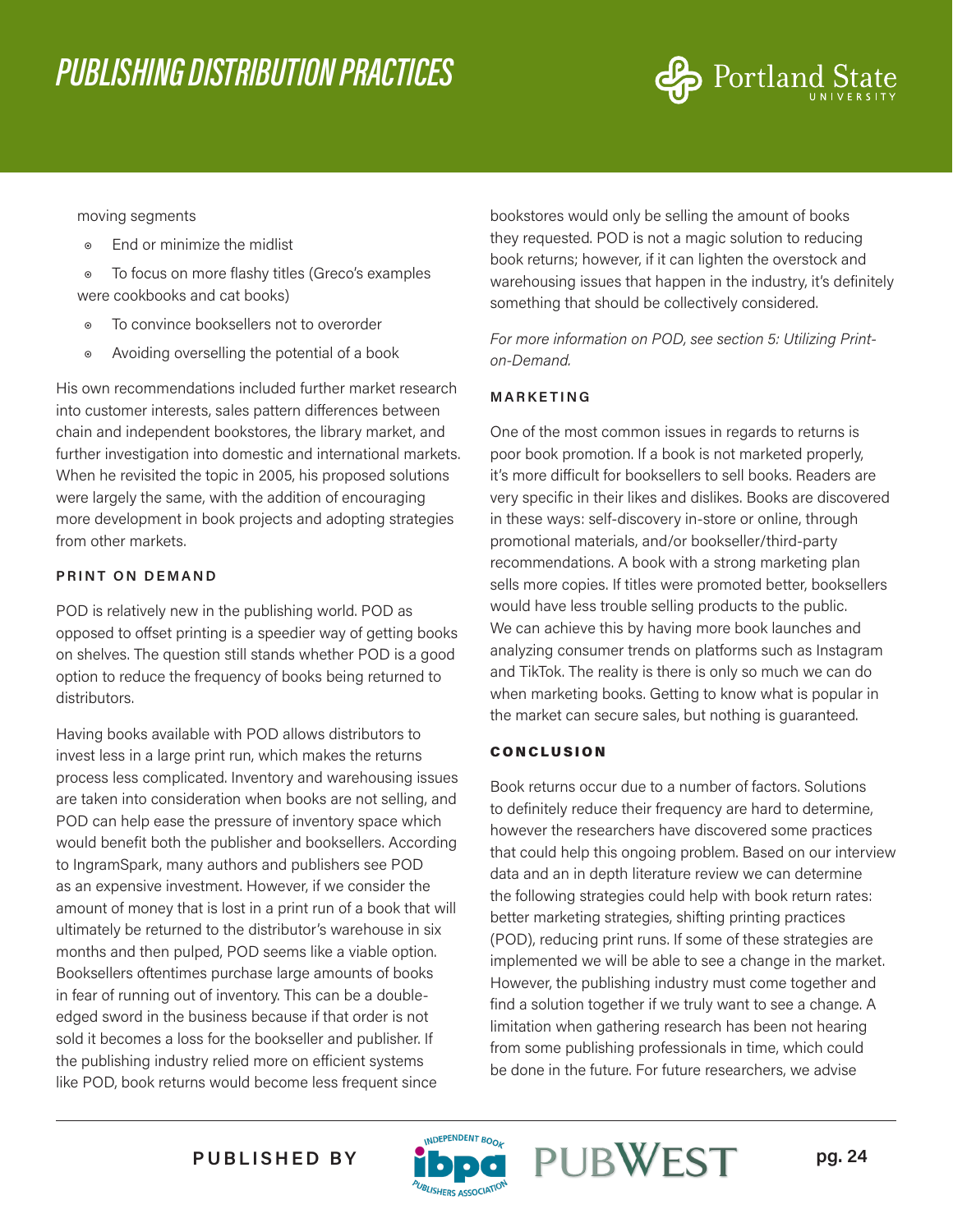moving segments

- End or minimize the midlist
- To focus on more flashy titles (Greco's examples were cookbooks and cat books)
- To convince booksellers not to overorder
- Avoiding overselling the potential of a book

His own recommendations included further market research into customer interests, sales pattern differences between chain and independent bookstores, the library market, and further investigation into domestic and international markets. When he revisited the topic in 2005, his proposed solutions were largely the same, with the addition of encouraging more development in book projects and adopting strategies from other markets.

### PRINT ON DEMAND

POD is relatively new in the publishing world. POD as opposed to offset printing is a speedier way of getting books on shelves. The question still stands whether POD is a good option to reduce the frequency of books being returned to distributors.

Having books available with POD allows distributors to invest less in a large print run, which makes the returns process less complicated. Inventory and warehousing issues are taken into consideration when books are not selling, and POD can help ease the pressure of inventory space which would benefit both the publisher and booksellers. According to IngramSpark, many authors and publishers see POD as an expensive investment. However, if we consider the amount of money that is lost in a print run of a book that will ultimately be returned to the distributor's warehouse in six months and then pulped, POD seems like a viable option. Booksellers oftentimes purchase large amounts of books in fear of running out of inventory. This can be a double-edged sword in the business because if that order is not sold it becomes a loss for the bookseller and publisher. If the publishing industry relied more on efficient systems like POD, book returns would become less frequent since bookstores would only be selling the amount of books they requested. POD is not a magic solution to reducing book returns; however, if it can lighten the overstock and warehousing issues that happen in the industry, it's definitely something that should be collectively considered.

*For more information on POD, see section 5: Utilizing Print-on-Demand.*

### MARKETING

One of the most common issues in regards to returns is poor book promotion. If a book is not marketed properly, it's more difficult for booksellers to sell books. Readers are very specific in their likes and dislikes. Books are discovered in these ways: self-discovery in-store or online, through promotional materials, and/or bookseller/third-party recommendations. A book with a strong marketing plan sells more copies. If titles were promoted better, booksellers would have less trouble selling products to the public. We can achieve this by having more book launches and analyzing consumer trends on platforms such as Instagram and TikTok. The reality is there is only so much we can do when marketing books. Getting to know what is popular in the market can secure sales, but nothing is guaranteed.

### CONCLUSION

Book returns occur due to a number of factors. Solutions to definitely reduce their frequency are hard to determine, however the researchers have discovered some practices that could help this ongoing problem. Based on our interview data and an in depth literature review we can determine the following strategies could help with book return rates: better marketing strategies, shifting printing practices (POD), reducing print runs. If some of these strategies are implemented we will be able to see a change in the market. However, the publishing industry must come together and find a solution together if we truly want to see a change. A limitation when gathering research has been not hearing from some publishing professionals in time, which could be done in the future. For future researchers, we advise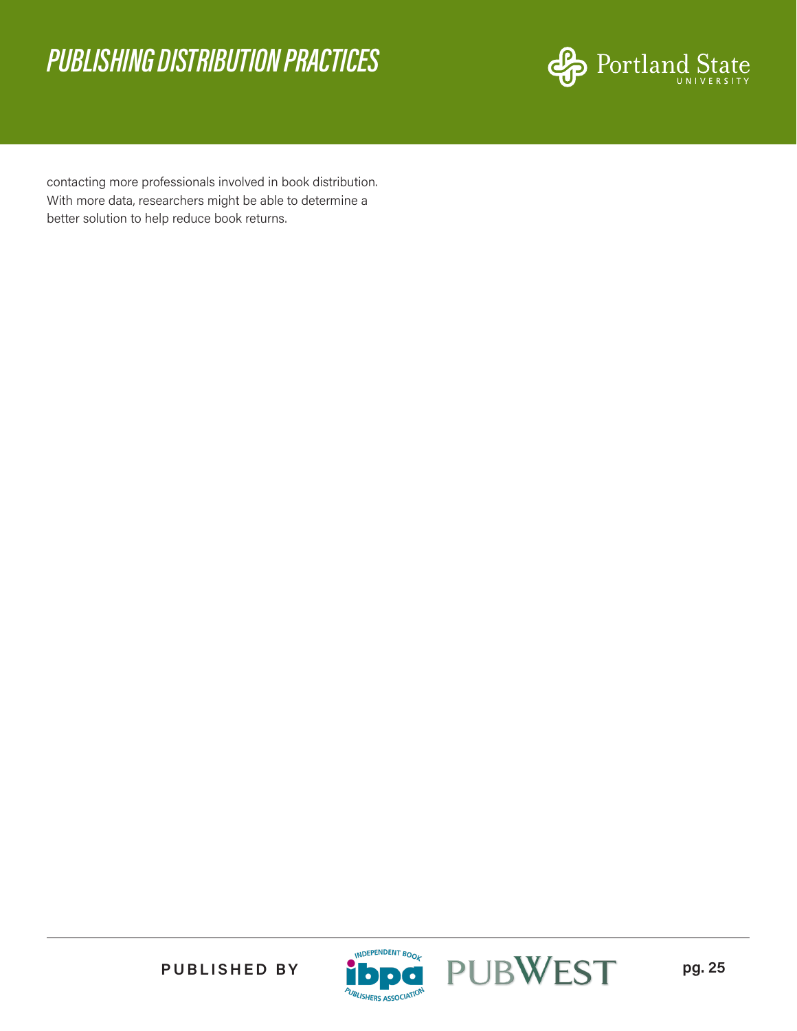contacting more professionals involved in book distribution. With more data, researchers might be able to determine a better solution to help reduce book returns.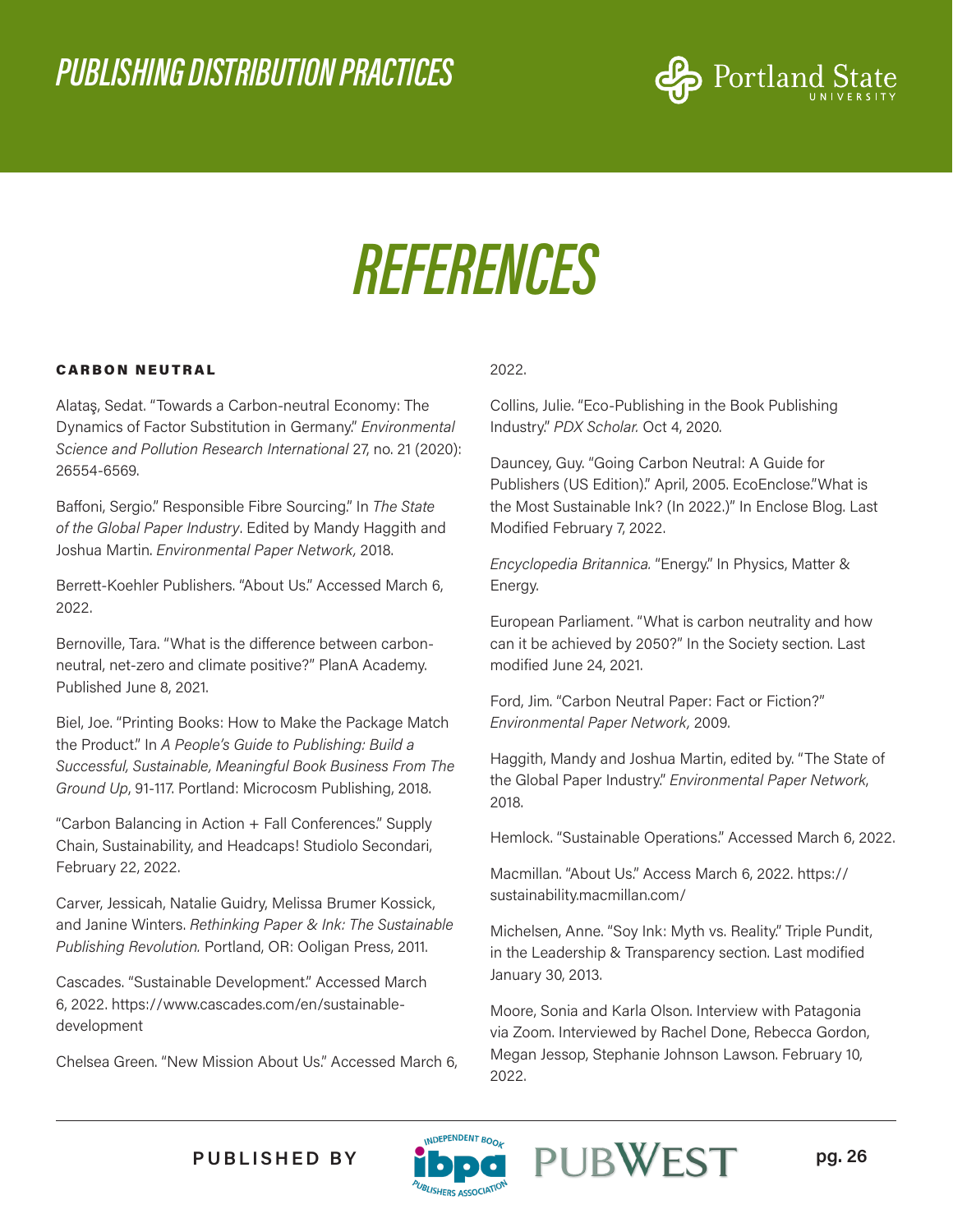# REFERENCES

**CARBON NEUTRAL**

Alataş, Sedat. "Towards a Carbon-neutral Economy: The Dynamics of Factor Substitution in Germany." *Environmental Science and Pollution Research International* 27, no. 21 (2020): 26554-6569.

Baffoni, Sergio." Responsible Fibre Sourcing." In *The State of the Global Paper Industry*. Edited by Mandy Haggith and Joshua Martin. *Environmental Paper Network,* 2018.

Berrett-Koehler Publishers. "About Us." Accessed March 6, 2022.

Bernoville, Tara. "What is the difference between carbon-neutral, net-zero and climate positive?" PlanA Academy. Published June 8, 2021.

Biel, Joe. "Printing Books: How to Make the Package Match the Product." In *A People's Guide to Publishing: Build a Successful, Sustainable, Meaningful Book Business From The Ground Up*, 91-117. Portland: Microcosm Publishing, 2018.

"Carbon Balancing in Action + Fall Conferences." Supply Chain, Sustainability, and Headcaps! Studiolo Secondari, February 22, 2022.

Carver, Jessicah, Natalie Guidry, Melissa Brumer Kossick, and Janine Winters. *Rethinking Paper & Ink: The Sustainable Publishing Revolution.* Portland, OR: Ooligan Press, 2011.

Cascades. "Sustainable Development." Accessed March 6, 2022. https://www.cascades.com/en/sustainable-development

Chelsea Green. "New Mission About Us." Accessed March 6, 2022.

Collins, Julie. "Eco-Publishing in the Book Publishing Industry." *PDX Scholar.* Oct 4, 2020.

Dauncey, Guy. "Going Carbon Neutral: A Guide for Publishers (US Edition)." April, 2005. EcoEnclose."What is the Most Sustainable Ink? (In 2022.)" In Enclose Blog. Last Modified February 7, 2022.

*Encyclopedia Britannica.* "Energy." In Physics, Matter & Energy.

European Parliament. "What is carbon neutrality and how can it be achieved by 2050?" In the Society section. Last modified June 24, 2021.

Ford, Jim. "Carbon Neutral Paper: Fact or Fiction?" *Environmental Paper Network,* 2009.

Haggith, Mandy and Joshua Martin, edited by. "The State of the Global Paper Industry." *Environmental Paper Network*, 2018.

Hemlock. "Sustainable Operations." Accessed March 6, 2022.

Macmillan. "About Us." Access March 6, 2022. https://sustainability.macmillan.com/

Michelsen, Anne. "Soy Ink: Myth vs. Reality." Triple Pundit, in the Leadership & Transparency section. Last modified January 30, 2013.

Moore, Sonia and Karla Olson. Interview with Patagonia via Zoom. Interviewed by Rachel Done, Rebecca Gordon, Megan Jessop, Stephanie Johnson Lawson. February 10, 2022.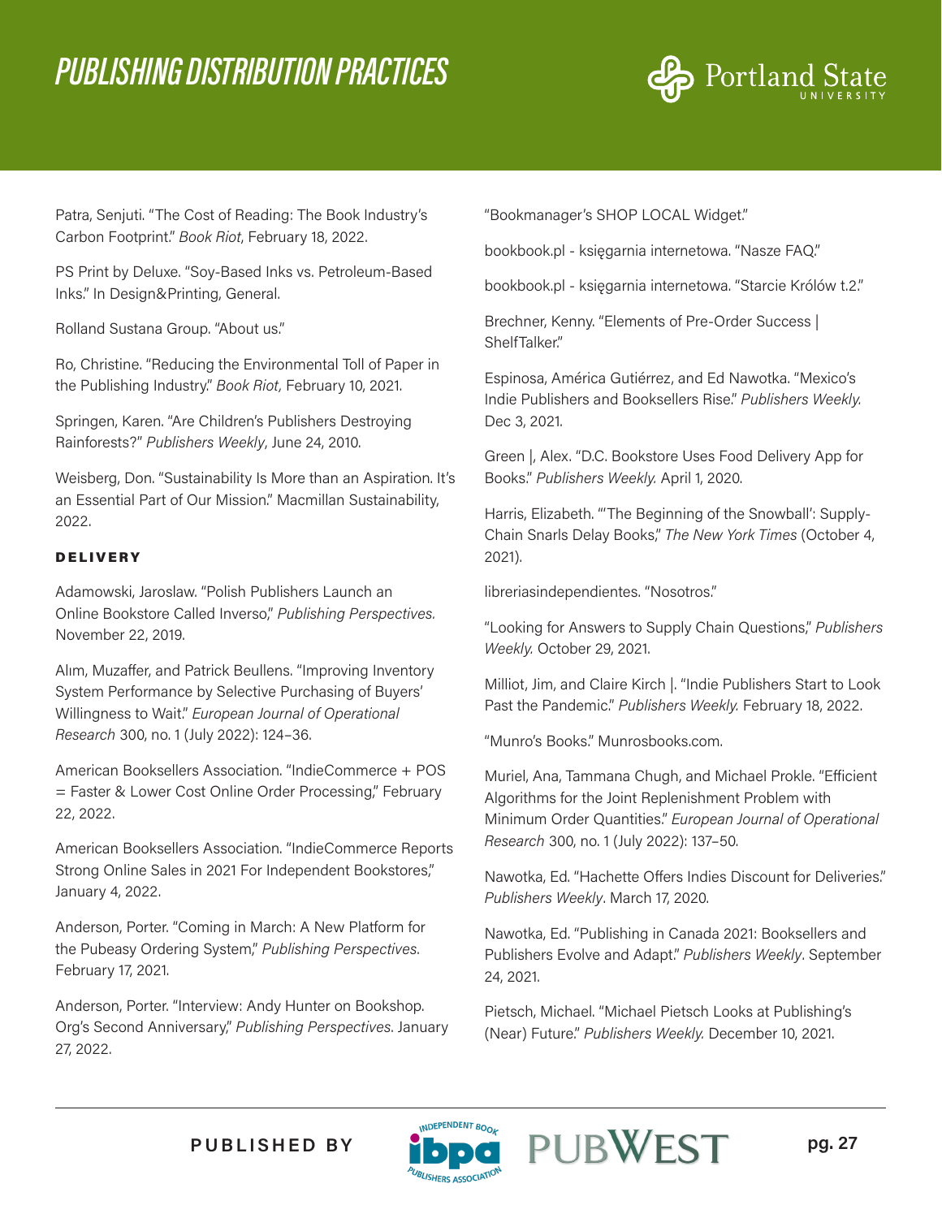Patra, Senjuti. "The Cost of Reading: The Book Industry's Carbon Footprint." *Book Riot*, February 18, 2022.

PS Print by Deluxe. "Soy-Based Inks vs. Petroleum-Based Inks." In Design&Printing, General.

Rolland Sustana Group. "About us."

Ro, Christine. "Reducing the Environmental Toll of Paper in the Publishing Industry." *Book Riot,* February 10, 2021.

Springen, Karen. "Are Children's Publishers Destroying Rainforests?" *Publishers Weekly*, June 24, 2010.

Weisberg, Don. "Sustainability Is More than an Aspiration. It's an Essential Part of Our Mission." Macmillan Sustainability, 2022.

#### DELIVERY

Adamowski, Jaroslaw. "Polish Publishers Launch an Online Bookstore Called Inverso," *Publishing Perspectives.* November 22, 2019.

Alım, Muzaffer, and Patrick Beullens. "Improving Inventory System Performance by Selective Purchasing of Buyers' Willingness to Wait." *European Journal of Operational Research* 300, no. 1 (July 2022): 124–36.

American Booksellers Association. "IndieCommerce + POS = Faster & Lower Cost Online Order Processing," February 22, 2022.

American Booksellers Association. "IndieCommerce Reports Strong Online Sales in 2021 For Independent Bookstores," January 4, 2022.

Anderson, Porter. "Coming in March: A New Platform for the Pubeasy Ordering System," *Publishing Perspectives*. February 17, 2021.

Anderson, Porter. "Interview: Andy Hunter on Bookshop. Org's Second Anniversary," *Publishing Perspectives*. January 27, 2022.

"Bookmanager's SHOP LOCAL Widget."

bookbook.pl - księgarnia internetowa. "Nasze FAQ."

bookbook.pl - księgarnia internetowa. "Starcie Królów t.2."

Brechner, Kenny. "Elements of Pre-Order Success | ShelfTalker."

Espinosa, América Gutiérrez, and Ed Nawotka. "Mexico's Indie Publishers and Booksellers Rise." *Publishers Weekly.* Dec 3, 2021.

Green |, Alex. "D.C. Bookstore Uses Food Delivery App for Books." *Publishers Weekly.* April 1, 2020.

Harris, Elizabeth. "'The Beginning of the Snowball': Supply-Chain Snarls Delay Books," *The New York Times* (October 4, 2021).

libreriasindependientes. "Nosotros."

"Looking for Answers to Supply Chain Questions," *Publishers Weekly.* October 29, 2021.

Milliot, Jim, and Claire Kirch |. "Indie Publishers Start to Look Past the Pandemic." *Publishers Weekly.* February 18, 2022.

"Munro's Books." Munrosbooks.com.

Muriel, Ana, Tammana Chugh, and Michael Prokle. "Efficient Algorithms for the Joint Replenishment Problem with Minimum Order Quantities." *European Journal of Operational Research* 300, no. 1 (July 2022): 137–50.

Nawotka, Ed. "Hachette Offers Indies Discount for Deliveries." *Publishers Weekly*. March 17, 2020.

Nawotka, Ed. "Publishing in Canada 2021: Booksellers and Publishers Evolve and Adapt." *Publishers Weekly*. September 24, 2021.

Pietsch, Michael. "Michael Pietsch Looks at Publishing's (Near) Future." *Publishers Weekly.* December 10, 2021.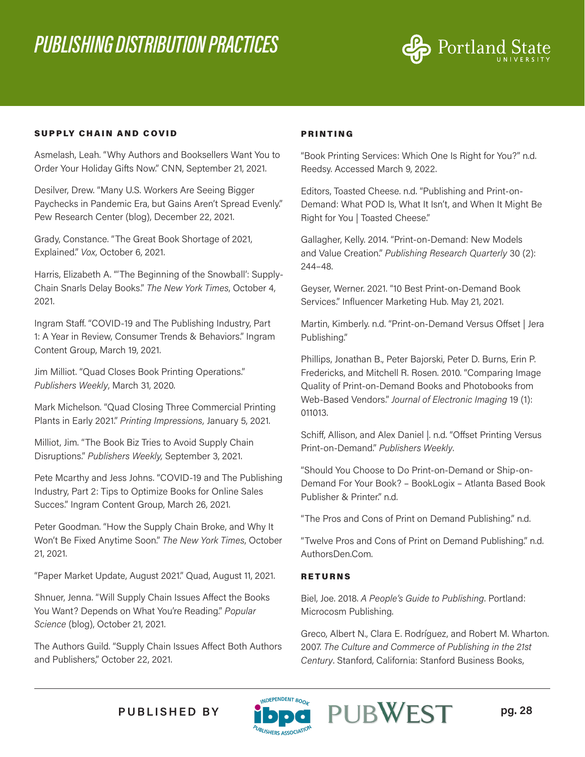## SUPPLY CHAIN AND COVID

Asmelash, Leah. "Why Authors and Booksellers Want You to Order Your Holiday Gifts Now." CNN, September 21, 2021.

Desilver, Drew. "Many U.S. Workers Are Seeing Bigger Paychecks in Pandemic Era, but Gains Aren't Spread Evenly." Pew Research Center (blog), December 22, 2021.

Grady, Constance. "The Great Book Shortage of 2021, Explained." *Vox*, October 6, 2021.

Harris, Elizabeth A. "'The Beginning of the Snowball': Supply-Chain Snarls Delay Books." *The New York Times*, October 4, 2021.

Ingram Staff. "COVID-19 and The Publishing Industry, Part 1: A Year in Review, Consumer Trends & Behaviors." Ingram Content Group, March 19, 2021.

Jim Milliot. "Quad Closes Book Printing Operations." *Publishers Weekly*, March 31, 2020.

Mark Michelson. "Quad Closing Three Commercial Printing Plants in Early 2021." *Printing Impressions,* January 5, 2021.

Milliot, Jim. "The Book Biz Tries to Avoid Supply Chain Disruptions." *Publishers Weekly,* September 3, 2021.

Pete Mcarthy and Jess Johns. "COVID-19 and The Publishing Industry, Part 2: Tips to Optimize Books for Online Sales Succes." Ingram Content Group, March 26, 2021.

Peter Goodman. "How the Supply Chain Broke, and Why It Won't Be Fixed Anytime Soon." *The New York Times*, October 21, 2021.

"Paper Market Update, August 2021." Quad, August 11, 2021.

Shnuer, Jenna. "Will Supply Chain Issues Affect the Books You Want? Depends on What You're Reading." *Popular Science* (blog), October 21, 2021.

The Authors Guild. "Supply Chain Issues Affect Both Authors and Publishers," October 22, 2021.

## PRINTING

"Book Printing Services: Which One Is Right for You?" n.d. Reedsy. Accessed March 9, 2022.

Editors, Toasted Cheese. n.d. "Publishing and Print-on-Demand: What POD Is, What It Isn't, and When It Might Be Right for You | Toasted Cheese."

Gallagher, Kelly. 2014. "Print-on-Demand: New Models and Value Creation." *Publishing Research Quarterly* 30 (2): 244–48.

Geyser, Werner. 2021. "10 Best Print-on-Demand Book Services." Influencer Marketing Hub. May 21, 2021.

Martin, Kimberly. n.d. "Print-on-Demand Versus Offset | Jera Publishing."

Phillips, Jonathan B., Peter Bajorski, Peter D. Burns, Erin P. Fredericks, and Mitchell R. Rosen. 2010. "Comparing Image Quality of Print-on-Demand Books and Photobooks from Web-Based Vendors." *Journal of Electronic Imaging* 19 (1): 011013.

Schiff, Allison, and Alex Daniel |. n.d. "Offset Printing Versus Print-on-Demand." *Publishers Weekly*.

"Should You Choose to Do Print-on-Demand or Ship-on-Demand For Your Book? – BookLogix – Atlanta Based Book Publisher & Printer." n.d.

"The Pros and Cons of Print on Demand Publishing." n.d.

"Twelve Pros and Cons of Print on Demand Publishing." n.d. AuthorsDen.Com.

## RETURNS

Biel, Joe. 2018. *A People's Guide to Publishing*. Portland: Microcosm Publishing.

Greco, Albert N., Clara E. Rodríguez, and Robert M. Wharton. 2007. *The Culture and Commerce of Publishing in the 21st Century*. Stanford, California: Stanford Business Books,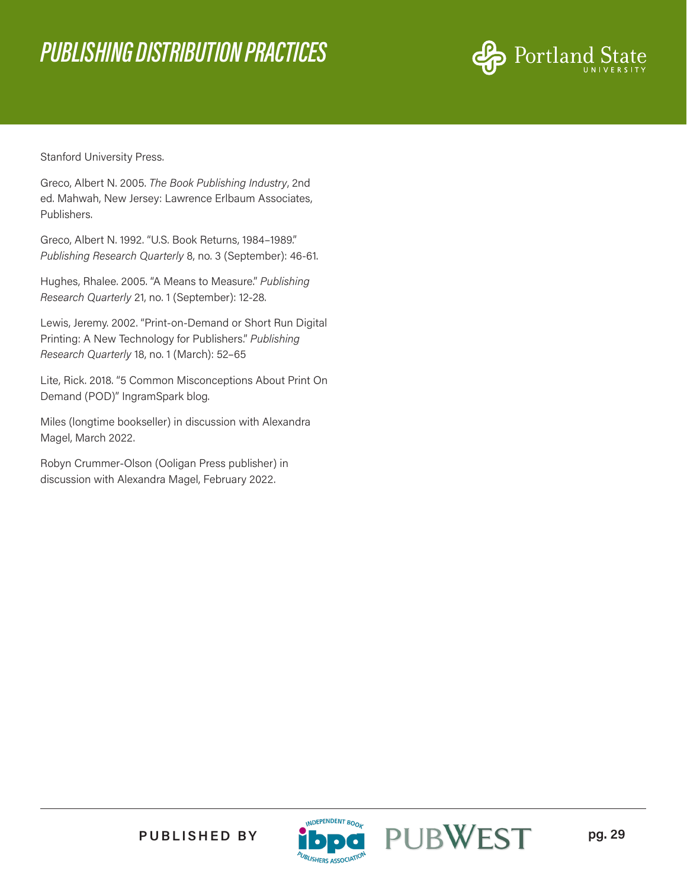Stanford University Press.

Greco, Albert N. 2005. *The Book Publishing Industry*, 2nd ed. Mahwah, New Jersey: Lawrence Erlbaum Associates, Publishers.

Greco, Albert N. 1992. "U.S. Book Returns, 1984–1989." *Publishing Research Quarterly* 8, no. 3 (September): 46-61.

Hughes, Rhalee. 2005. "A Means to Measure." *Publishing Research Quarterly* 21, no. 1 (September): 12-28.

Lewis, Jeremy. 2002. "Print-on-Demand or Short Run Digital Printing: A New Technology for Publishers." *Publishing Research Quarterly* 18, no. 1 (March): 52–65

Lite, Rick. 2018. "5 Common Misconceptions About Print On Demand (POD)" IngramSpark blog.

Miles (longtime bookseller) in discussion with Alexandra Magel, March 2022.

Robyn Crummer-Olson (Ooligan Press publisher) in discussion with Alexandra Magel, February 2022.